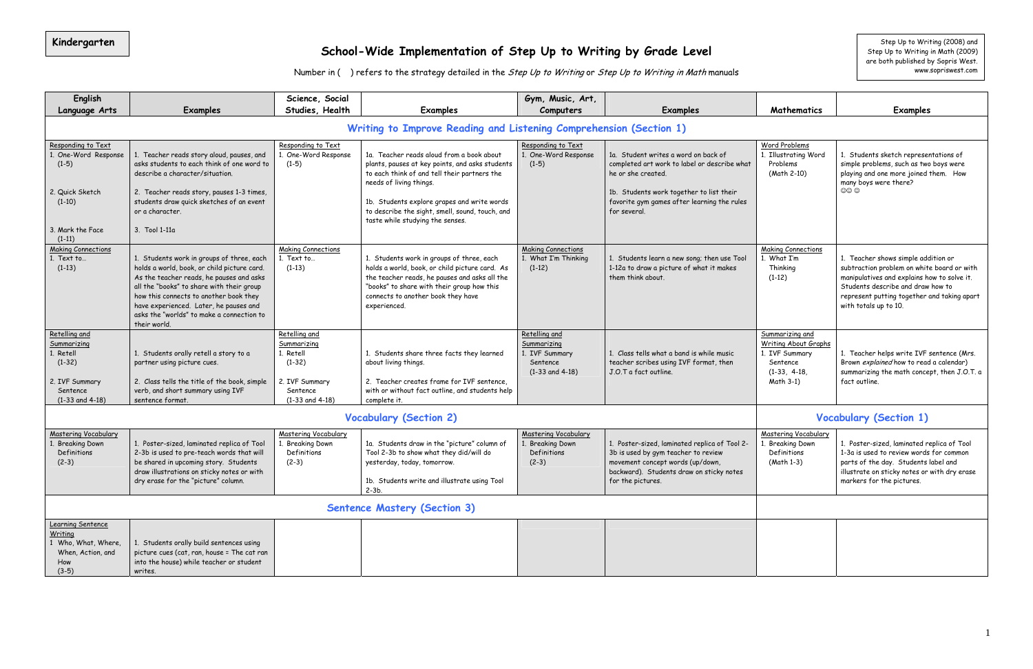**Kindergarten**

# School-Wide Implementation of Step Up to Writing by Grade Level

Number in ( ) refers to the strategy detailed in the *Step Up to Writing* or *Step Up to Writing in Math* manuals

Step Up to Writing (2008) and Step Up to Writing in Math (2009) are both published by Sopris West. www.sopriswest.com

| English Language Arts | Examples | Science, Social Studies, Health | Examples | Gym, Music, Art, Computers | Examples | Mathematics | Examples |
|---|---|---|---|---|---|---|---|
| **Writing to Improve Reading and Listening Comprehension (Section 1)** | | | | | | | |
| Responding to Text<br>1. One-Word Response (1-5)<br><br>2. Quick Sketch (1-10)<br><br>3. Mark the Face (1-11) | 1. Teacher reads story aloud, pauses, and asks students to each think of one word to describe a character/situation.<br><br>2. Teacher reads story, pauses 1-3 times, students draw quick sketches of an event or a character.<br><br>3. Tool 1-11a | Responding to Text<br>1. One-Word Response (1-5) | 1a. Teacher reads aloud from a book about plants, pauses at key points, and asks students to each think of and tell their partners the needs of living things.<br><br>1b. Students explore grapes and write words to describe the sight, smell, sound, touch, and taste while studying the senses. | Responding to Text<br>1. One-Word Response (1-5) | 1a. Student writes a word on back of completed art work to label or describe what he or she created.<br><br>1b. Students work together to list their favorite gym games after learning the rules for several. | Word Problems<br>1. Illustrating Word Problems (Math 2-10) | 1. Students sketch representations of simple problems, such as two boys were playing and one more joined them. How many boys were there?<br>☺☺ ☺ |
| Making Connections<br>1. Text to… (1-13) | 1. Students work in groups of three, each holds a world, book, or child picture card. As the teacher reads, he pauses and asks all the "books" to share with their group how this connects to another book they have experienced. Later, he pauses and asks the "worlds" to make a connection to their world. | Making Connections<br>1. Text to… (1-13) | 1. Students work in groups of three, each holds a world, book, or child picture card. As the teacher reads, he pauses and asks all the "books" to share with their group how this connects to another book they have experienced. | Making Connections<br>1. What I'm Thinking (1-12) | 1. Students learn a new song; then use Tool 1-12a to draw a picture of what it makes them think about. | Making Connections<br>1. What I'm Thinking (1-12) | 1. Teacher shows simple addition or subtraction problem on white board or with manipulatives and explains how to solve it. Students describe and draw how to represent putting together and taking apart with totals up to 10. |
| Retelling and Summarizing<br>1. Retell (1-32)<br><br>2. IVF Summary Sentence (1-33 and 4-18) | 1. Students orally retell a story to a partner using picture cues.<br><br>2. Class tells the title of the book, simple verb, and short summary using IVF sentence format. | Retelling and Summarizing<br>1. Retell (1-32)<br><br>2. IVF Summary Sentence (1-33 and 4-18) | 1. Students share three facts they learned about living things.<br><br>2. Teacher creates frame for IVF sentence, with or without fact outline, and students help complete it. | Retelling and Summarizing<br>1. IVF Summary Sentence (1-33 and 4-18) | 1. Class tells what a band is while music teacher scribes using IVF format, then J.O.T a fact outline. | Summarizing and Writing About Graphs<br>1. IVF Summary Sentence (1-33, 4-18, Math 3-1) | 1. Teacher helps write IVF sentence (Mrs. Brown *explained* how to read a calendar) summarizing the math concept, then J.O.T. a fact outline. |
| **Vocabulary (Section 2)** | | | | | | **Vocabulary (Section 1)** | |
| Mastering Vocabulary<br>1. Breaking Down Definitions (2-3) | 1. Poster-sized, laminated replica of Tool 2-3b is used to pre-teach words that will be shared in upcoming story. Students draw illustrations on sticky notes or with dry erase for the "picture" column. | Mastering Vocabulary<br>1. Breaking Down Definitions (2-3) | 1a. Students draw in the "picture" column of Tool 2-3b to show what they did/will do yesterday, today, tomorrow.<br><br>1b. Students write and illustrate using Tool 2-3b. | Mastering Vocabulary<br>1. Breaking Down Definitions (2-3) | 1. Poster-sized, laminated replica of Tool 2-3b is used by gym teacher to review movement concept words (up/down, backward). Students draw on sticky notes for the pictures. | Mastering Vocabulary<br>1. Breaking Down Definitions (Math 1-3) | 1. Poster-sized, laminated replica of Tool 1-3a is used to review words for common parts of the day. Students label and illustrate on sticky notes or with dry erase markers for the pictures. |
| **Sentence Mastery (Section 3)** | | | | | | | |
| Learning Sentence Writing<br>1 Who, What, Where, When, Action, and How (3-5) | 1. Students orally build sentences using picture cues (cat, ran, house = The cat ran into the house) while teacher or student writes. | | | | | | |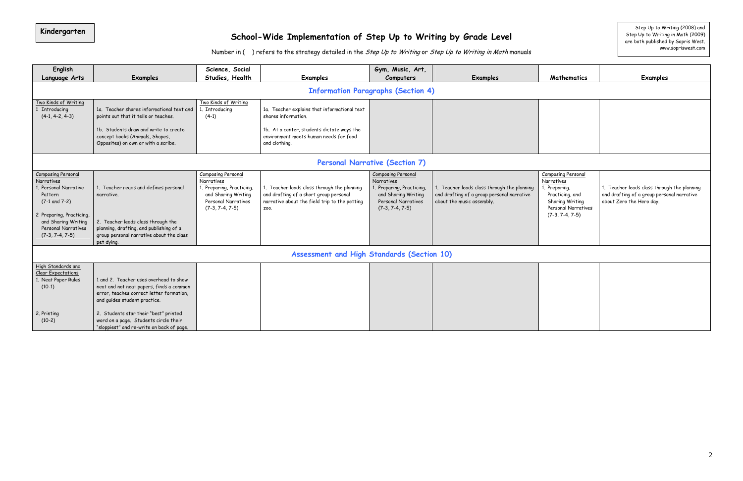**Kindergarten**

# School-Wide Implementation of Step Up to Writing by Grade Level

Number in ( ) refers to the strategy detailed in the *Step Up to Writing* or *Step Up to Writing in Math* manuals

Step Up to Writing (2008) and Step Up to Writing in Math (2009) are both published by Sopris West. www.sopriswest.com

| English Language Arts | Examples | Science, Social Studies, Health | Examples | Gym, Music, Art, Computers | Examples | Mathematics | Examples |
|---|---|---|---|---|---|---|---|
| **Information Paragraphs (Section 4)** | | | | | | | |
| Two Kinds of Writing<br>1 Introducing (4-1, 4-2, 4-3) | 1a. Teacher shares informational text and points out that it tells or teaches.<br><br>1b. Students draw and write to create concept books (Animals, Shapes, Opposites) on own or with a scribe. | Two Kinds of Writing<br>1. Introducing (4-1) | 1a. Teacher explains that informational text shares information.<br><br>1b. At a center, students dictate ways the environment meets human needs for food and clothing. | | | | |
| **Personal Narrative (Section 7)** | | | | | | | |
| Composing Personal Narratives<br>1. Personal Narrative Pattern (7-1 and 7-2)<br><br>2 Preparing, Practicing, and Sharing Writing Personal Narratives (7-3, 7-4, 7-5) | 1. Teacher reads and defines personal narrative.<br><br>2. Teacher leads class through the planning, drafting, and publishing of a group personal narrative about the class pet dying. | Composing Personal Narratives<br>1. Preparing, Practicing, and Sharing Writing Personal Narratives (7-3, 7-4, 7-5) | 1. Teacher leads class through the planning and drafting of a short group personal narrative about the field trip to the petting zoo. | Composing Personal Narratives<br>1. Preparing, Practicing, and Sharing Writing Personal Narratives (7-3, 7-4, 7-5) | 1. Teacher leads class through the planning and drafting of a group personal narrative about the music assembly. | Composing Personal Narratives<br>1. Preparing, Practicing, and Sharing Writing Personal Narratives (7-3, 7-4, 7-5) | 1. Teacher leads class through the planning and drafting of a group personal narrative about Zero the Hero day. |
| **Assessment and High Standards (Section 10)** | | | | | | | |
| High Standards and Clear Expectations<br>1. Neat Paper Rules (10-1)<br><br>2. Printing (10-2) | 1 and 2. Teacher uses overhead to show neat and not neat papers, finds a common error, teaches correct letter formation, and guides student practice.<br><br>2. Students star their "best" printed word on a page. Students circle their "sloppiest" and re-write on back of page. | | | | | | |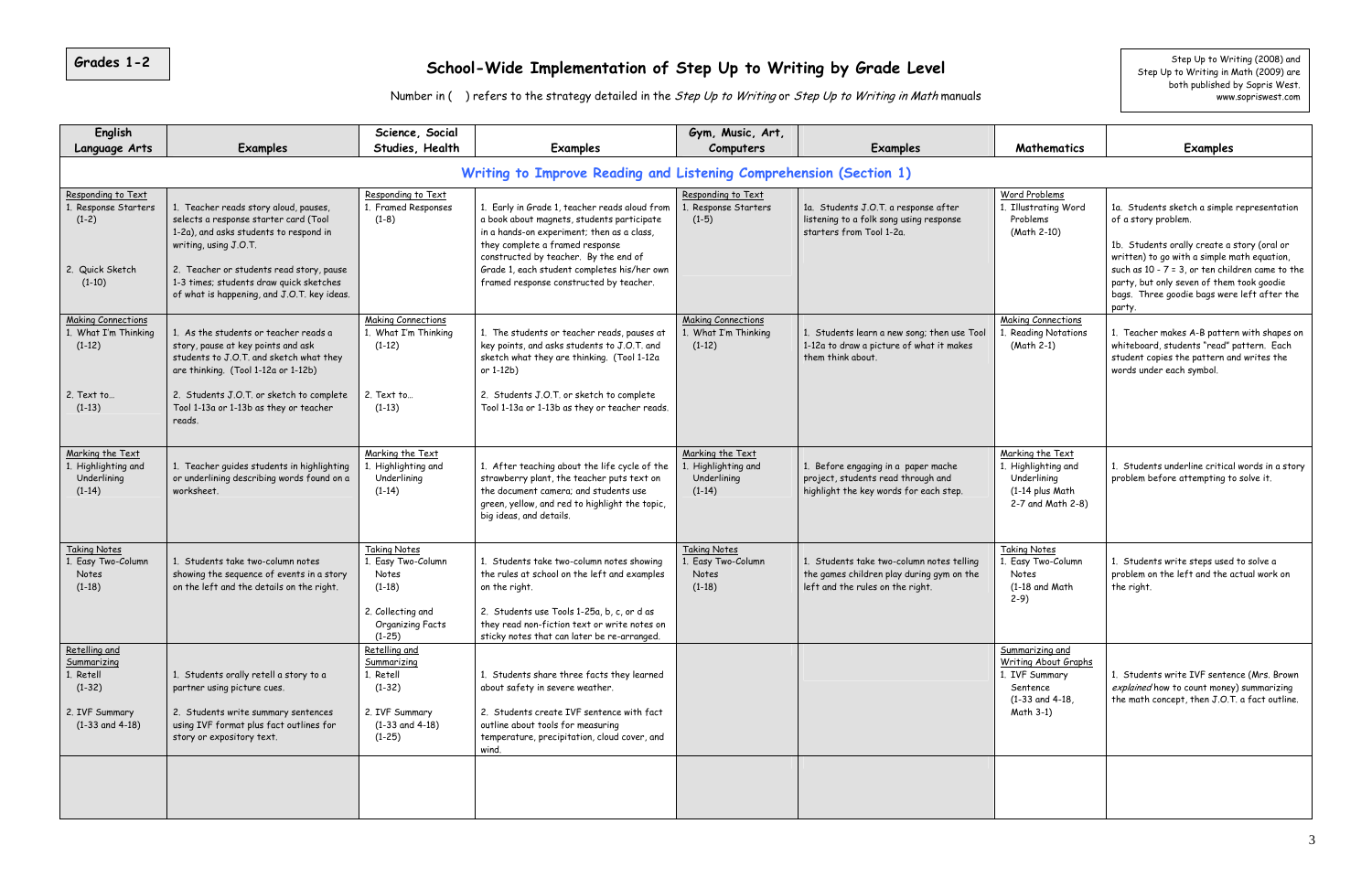Grades 1-2

# School-Wide Implementation of Step Up to Writing by Grade Level

Number in ( ) refers to the strategy detailed in the *Step Up to Writing* or *Step Up to Writing in Math* manuals

Step Up to Writing (2008) and Step Up to Writing in Math (2009) are both published by Sopris West. www.sopriswest.com

| English Language Arts | Examples | Science, Social Studies, Health | Examples | Gym, Music, Art, Computers | Examples | Mathematics | Examples |
|---|---|---|---|---|---|---|---|
| **Writing to Improve Reading and Listening Comprehension (Section 1)** | | | | | | | |
| Responding to Text<br>1. Response Starters (1-2)<br><br>2. Quick Sketch (1-10) | 1. Teacher reads story aloud, pauses, selects a response starter card (Tool 1-2a), and asks students to respond in writing, using J.O.T.<br><br>2. Teacher or students read story, pause 1-3 times; students draw quick sketches of what is happening, and J.O.T. key ideas. | Responding to Text<br>1. Framed Responses (1-8) | 1. Early in Grade 1, teacher reads aloud from a book about magnets, students participate in a hands-on experiment; then as a class, they complete a framed response constructed by teacher. By the end of Grade 1, each student completes his/her own framed response constructed by teacher. | Responding to Text<br>1. Response Starters (1-5) | 1a. Students J.O.T. a response after listening to a folk song using response starters from Tool 1-2a. | Word Problems<br>1. Illustrating Word Problems (Math 2-10) | 1a. Students sketch a simple representation of a story problem.<br><br>1b. Students orally create a story (oral or written) to go with a simple math equation, such as 10 - 7 = 3, or ten children came to the party, but only seven of them took goodie bags. Three goodie bags were left after the party. |
| Making Connections<br>1. What I'm Thinking (1-12)<br><br>2. Text to… (1-13) | 1. As the students or teacher reads a story, pause at key points and ask students to J.O.T. and sketch what they are thinking. (Tool 1-12a or 1-12b)<br><br>2. Students J.O.T. or sketch to complete Tool 1-13a or 1-13b as they or teacher reads. | Making Connections<br>1. What I'm Thinking (1-12)<br><br>2. Text to… (1-13) | 1. The students or teacher reads, pauses at key points, and asks students to J.O.T. and sketch what they are thinking. (Tool 1-12a or 1-12b)<br><br>2. Students J.O.T. or sketch to complete Tool 1-13a or 1-13b as they or teacher reads. | Making Connections<br>1. What I'm Thinking (1-12) | 1. Students learn a new song; then use Tool 1-12a to draw a picture of what it makes them think about. | Making Connections<br>1. Reading Notations (Math 2-1) | 1. Teacher makes A-B pattern with shapes on whiteboard, students "read" pattern. Each student copies the pattern and writes the words under each symbol. |
| Marking the Text<br>1. Highlighting and Underlining (1-14) | 1. Teacher guides students in highlighting or underlining describing words found on a worksheet. | Marking the Text<br>1. Highlighting and Underlining (1-14) | 1. After teaching about the life cycle of the strawberry plant, the teacher puts text on the document camera; and students use green, yellow, and red to highlight the topic, big ideas, and details. | Marking the Text<br>1. Highlighting and Underlining (1-14) | 1. Before engaging in a paper mache project, students read through and highlight the key words for each step. | Marking the Text<br>1. Highlighting and Underlining (1-14 plus Math 2-7 and Math 2-8) | 1. Students underline critical words in a story problem before attempting to solve it. |
| Taking Notes<br>1. Easy Two-Column Notes (1-18) | 1. Students take two-column notes showing the sequence of events in a story on the left and the details on the right. | Taking Notes<br>1. Easy Two-Column Notes (1-18)<br><br>2. Collecting and Organizing Facts (1-25) | 1. Students take two-column notes showing the rules at school on the left and examples on the right.<br><br>2. Students use Tools 1-25a, b, c, or d as they read non-fiction text or write notes on sticky notes that can later be re-arranged. | Taking Notes<br>1. Easy Two-Column Notes (1-18) | 1. Students take two-column notes telling the games children play during gym on the left and the rules on the right. | Taking Notes<br>1. Easy Two-Column Notes (1-18 and Math 2-9) | 1. Students write steps used to solve a problem on the left and the actual work on the right. |
| Retelling and Summarizing<br>1. Retell (1-32)<br><br>2. IVF Summary (1-33 and 4-18) | 1. Students orally retell a story to a partner using picture cues.<br><br>2. Students write summary sentences using IVF format plus fact outlines for story or expository text. | Retelling and Summarizing<br>1. Retell (1-32)<br><br>2. IVF Summary (1-33 and 4-18) (1-25) | 1. Students share three facts they learned about safety in severe weather.<br><br>2. Students create IVF sentence with fact outline about tools for measuring temperature, precipitation, cloud cover, and wind. | | | Summarizing and Writing About Graphs<br>1. IVF Summary Sentence (1-33 and 4-18, Math 3-1) | 1. Students write IVF sentence (Mrs. Brown *explained* how to count money) summarizing the math concept, then J.O.T. a fact outline. |
| | | | | | | | |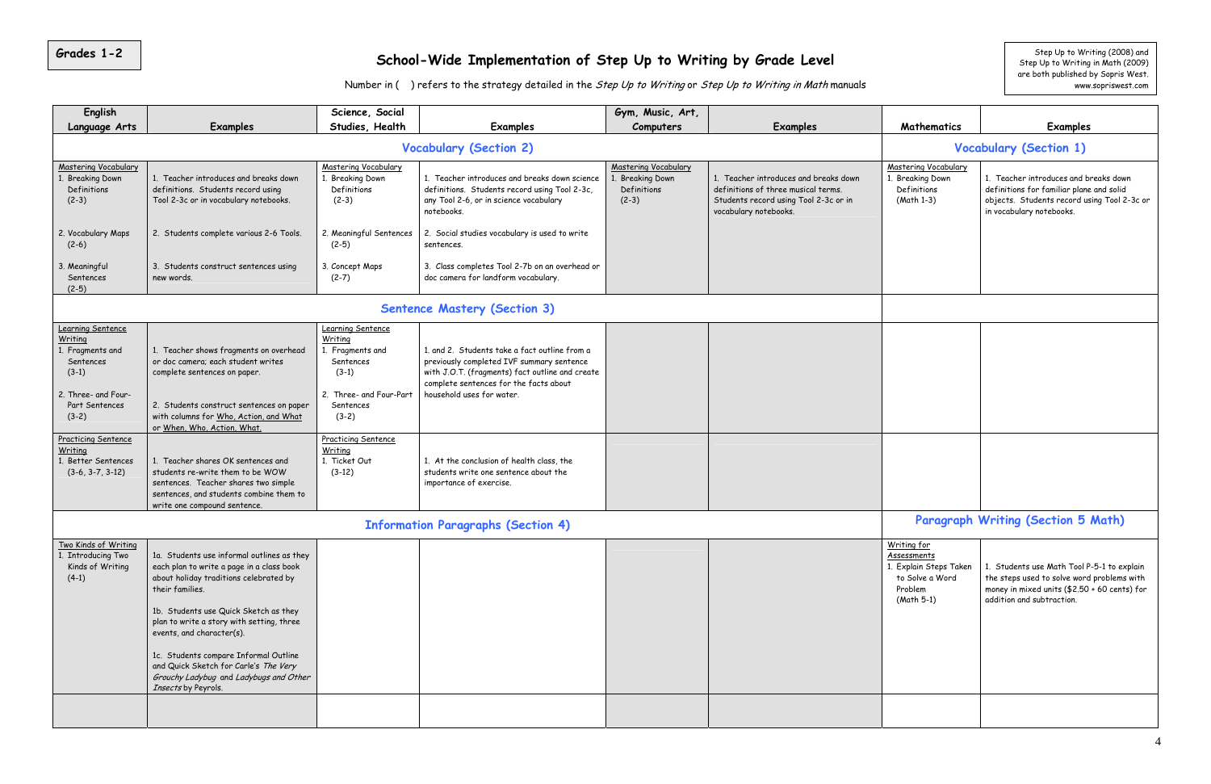**Grades 1-2**

# School-Wide Implementation of Step Up to Writing by Grade Level

Number in ( ) refers to the strategy detailed in the *Step Up to Writing* or *Step Up to Writing in Math* manuals

Step Up to Writing (2008) and Step Up to Writing in Math (2009) are both published by Sopris West. www.sopriswest.com

| English Language Arts | Examples | Science, Social Studies, Health | Examples | Gym, Music, Art, Computers | Examples | Mathematics | Examples |
|---|---|---|---|---|---|---|---|
| **Vocabulary (Section 2)** | | | | | | **Vocabulary (Section 1)** | |
| Mastering Vocabulary<br>1. Breaking Down Definitions (2-3)<br><br>2. Vocabulary Maps (2-6)<br><br>3. Meaningful Sentences (2-5) | 1. Teacher introduces and breaks down definitions. Students record using Tool 2-3c or in vocabulary notebooks.<br><br>2. Students complete various 2-6 Tools.<br><br>3. Students construct sentences using new words. | Mastering Vocabulary<br>1. Breaking Down Definitions (2-3)<br><br>2. Meaningful Sentences (2-5)<br><br>3. Concept Maps (2-7) | 1. Teacher introduces and breaks down science definitions. Students record using Tool 2-3c, any Tool 2-6, or in science vocabulary notebooks.<br><br>2. Social studies vocabulary is used to write sentences.<br><br>3. Class completes Tool 2-7b on an overhead or doc camera for landform vocabulary. | Mastering Vocabulary<br>1. Breaking Down Definitions (2-3) | 1. Teacher introduces and breaks down definitions of three musical terms. Students record using Tool 2-3c or in vocabulary notebooks. | Mastering Vocabulary<br>1. Breaking Down Definitions (Math 1-3) | 1. Teacher introduces and breaks down definitions for familiar plane and solid objects. Students record using Tool 2-3c or in vocabulary notebooks. |
| **Sentence Mastery (Section 3)** | | | | | | | |
| Learning Sentence Writing<br>1. Fragments and Sentences (3-1)<br><br>2. Three- and Four-Part Sentences (3-2) | 1. Teacher shows fragments on overhead or doc camera; each student writes complete sentences on paper.<br><br>2. Students construct sentences on paper with columns for Who, Action, and What or When, Who, Action, What. | Learning Sentence Writing<br>1. Fragments and Sentences (3-1)<br><br>2. Three- and Four-Part Sentences (3-2) | 1. and 2. Students take a fact outline from a previously completed IVF summary sentence with J.O.T. (fragments) fact outline and create complete sentences for the facts about household uses for water. | | | | |
| Practicing Sentence Writing<br>1. Better Sentences (3-6, 3-7, 3-12) | 1. Teacher shares OK sentences and students re-write them to be WOW sentences. Teacher shares two simple sentences, and students combine them to write one compound sentence. | Practicing Sentence Writing<br>1. Ticket Out (3-12) | 1. At the conclusion of health class, the students write one sentence about the importance of exercise. | | | | |
| **Information Paragraphs (Section 4)** | | | | | | **Paragraph Writing (Section 5 Math)** | |
| Two Kinds of Writing<br>1. Introducing Two Kinds of Writing (4-1) | 1a. Students use informal outlines as they each plan to write a page in a class book about holiday traditions celebrated by their families.<br><br>1b. Students use Quick Sketch as they plan to write a story with setting, three events, and character(s).<br><br>1c. Students compare Informal Outline and Quick Sketch for Carle's *The Very Grouchy Ladybug* and *Ladybugs and Other Insects* by Peyrols. | | | | | Writing for Assessments<br>1. Explain Steps Taken to Solve a Word Problem (Math 5-1) | 1. Students use Math Tool P-5-1 to explain the steps used to solve word problems with money in mixed units ($2.50 + 60 cents) for addition and subtraction. |
| | | | | | | | |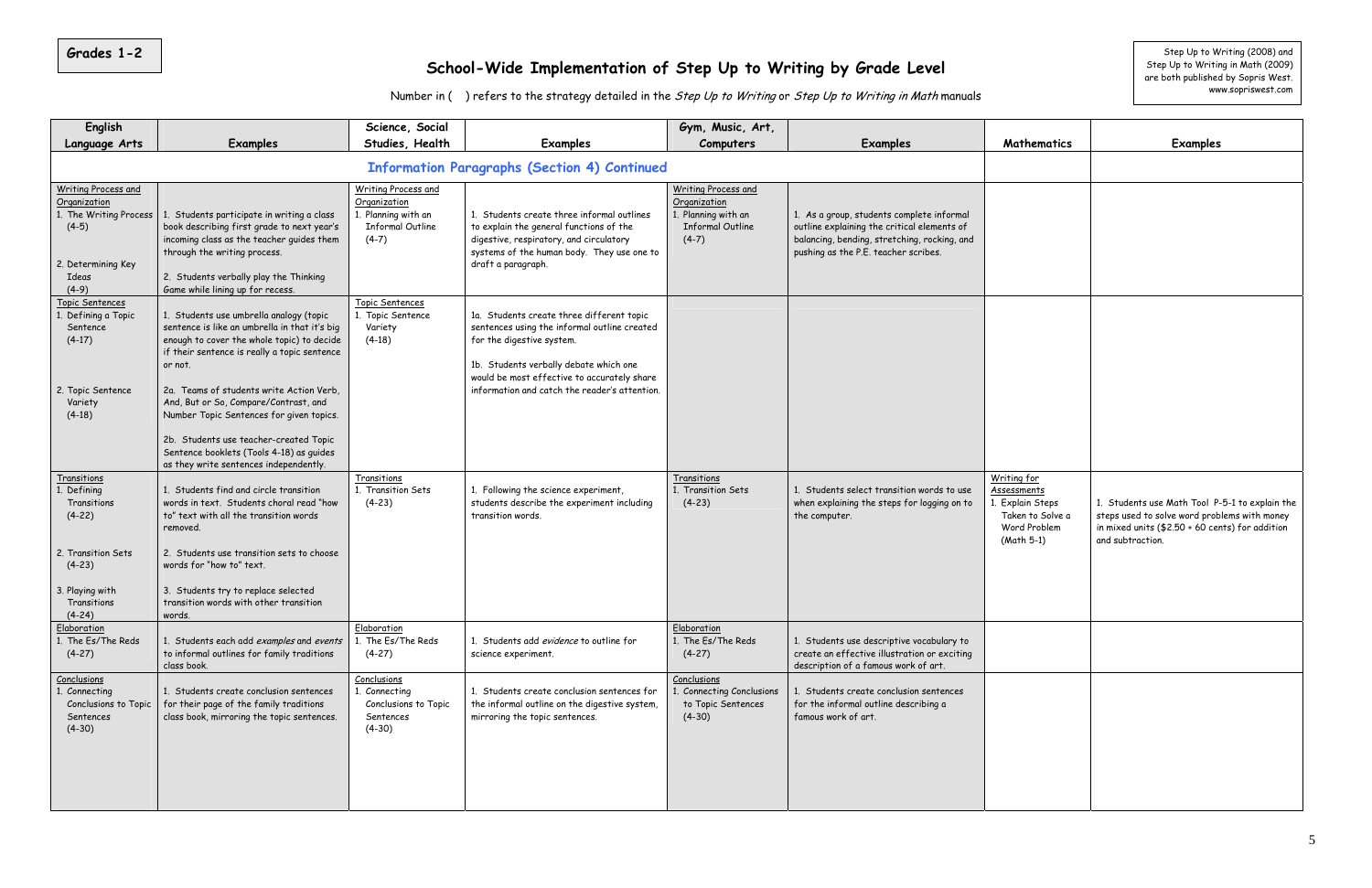Grades 1-2

# School-Wide Implementation of Step Up to Writing by Grade Level

Step Up to Writing (2008) and Step Up to Writing in Math (2009) are both published by Sopris West. www.sopriswest.com

Number in ( ) refers to the strategy detailed in the *Step Up to Writing* or *Step Up to Writing in Math* manuals

| English Language Arts | Examples | Science, Social Studies, Health | Examples | Gym, Music, Art, Computers | Examples | Mathematics | Examples |
|---|---|---|---|---|---|---|---|
| **Information Paragraphs (Section 4) Continued** | | | | | | | |
| Writing Process and Organization<br>1. The Writing Process (4-5)<br>2. Determining Key Ideas (4-9) | 1. Students participate in writing a class book describing first grade to next year's incoming class as the teacher guides them through the writing process.<br>2. Students verbally play the Thinking Game while lining up for recess. | Writing Process and Organization<br>1. Planning with an Informal Outline (4-7) | 1. Students create three informal outlines to explain the general functions of the digestive, respiratory, and circulatory systems of the human body. They use one to draft a paragraph. | Writing Process and Organization<br>1. Planning with an Informal Outline (4-7) | 1. As a group, students complete informal outline explaining the critical elements of balancing, bending, stretching, rocking, and pushing as the P.E. teacher scribes. | | |
| Topic Sentences<br>1. Defining a Topic Sentence (4-17)<br>2. Topic Sentence Variety (4-18) | 1. Students use umbrella analogy (topic sentence is like an umbrella in that it's big enough to cover the whole topic) to decide if their sentence is really a topic sentence or not.<br>2a. Teams of students write Action Verb, And, But or So, Compare/Contrast, and Number Topic Sentences for given topics.<br>2b. Students use teacher-created Topic Sentence booklets (Tools 4-18) as guides as they write sentences independently. | Topic Sentences<br>1. Topic Sentence Variety (4-18) | 1a. Students create three different topic sentences using the informal outline created for the digestive system.<br>1b. Students verbally debate which one would be most effective to accurately share information and catch the reader's attention. | | | | |
| Transitions<br>1. Defining Transitions (4-22)<br>2. Transition Sets (4-23)<br>3. Playing with Transitions (4-24) | 1. Students find and circle transition words in text. Students choral read "how to" text with all the transition words removed.<br>2. Students use transition sets to choose words for "how to" text.<br>3. Students try to replace selected transition words with other transition words. | Transitions<br>1. Transition Sets (4-23) | 1. Following the science experiment, students describe the experiment including transition words. | Transitions<br>1. Transition Sets (4-23) | 1. Students select transition words to use when explaining the steps for logging on to the computer. | Writing for Assessments<br>1. Explain Steps Taken to Solve a Word Problem (Math 5-1) | 1. Students use Math Tool P-5-1 to explain the steps used to solve word problems with money in mixed units ($2.50 + 60 cents) for addition and subtraction. |
| Elaboration<br>1. The Es/The Reds (4-27) | 1. Students each add *examples* and *events* to informal outlines for family traditions class book. | Elaboration<br>1. The Es/The Reds (4-27) | 1. Students add *evidence* to outline for science experiment. | Elaboration<br>1. The Es/The Reds (4-27) | 1. Students use descriptive vocabulary to create an effective illustration or exciting description of a famous work of art. | | |
| Conclusions<br>1. Connecting Conclusions to Topic Sentences (4-30) | 1. Students create conclusion sentences for their page of the family traditions class book, mirroring the topic sentences. | Conclusions<br>1. Connecting Conclusions to Topic Sentences (4-30) | 1. Students create conclusion sentences for the informal outline on the digestive system, mirroring the topic sentences. | Conclusions<br>1. Connecting Conclusions to Topic Sentences (4-30) | 1. Students create conclusion sentences for the informal outline describing a famous work of art. | | |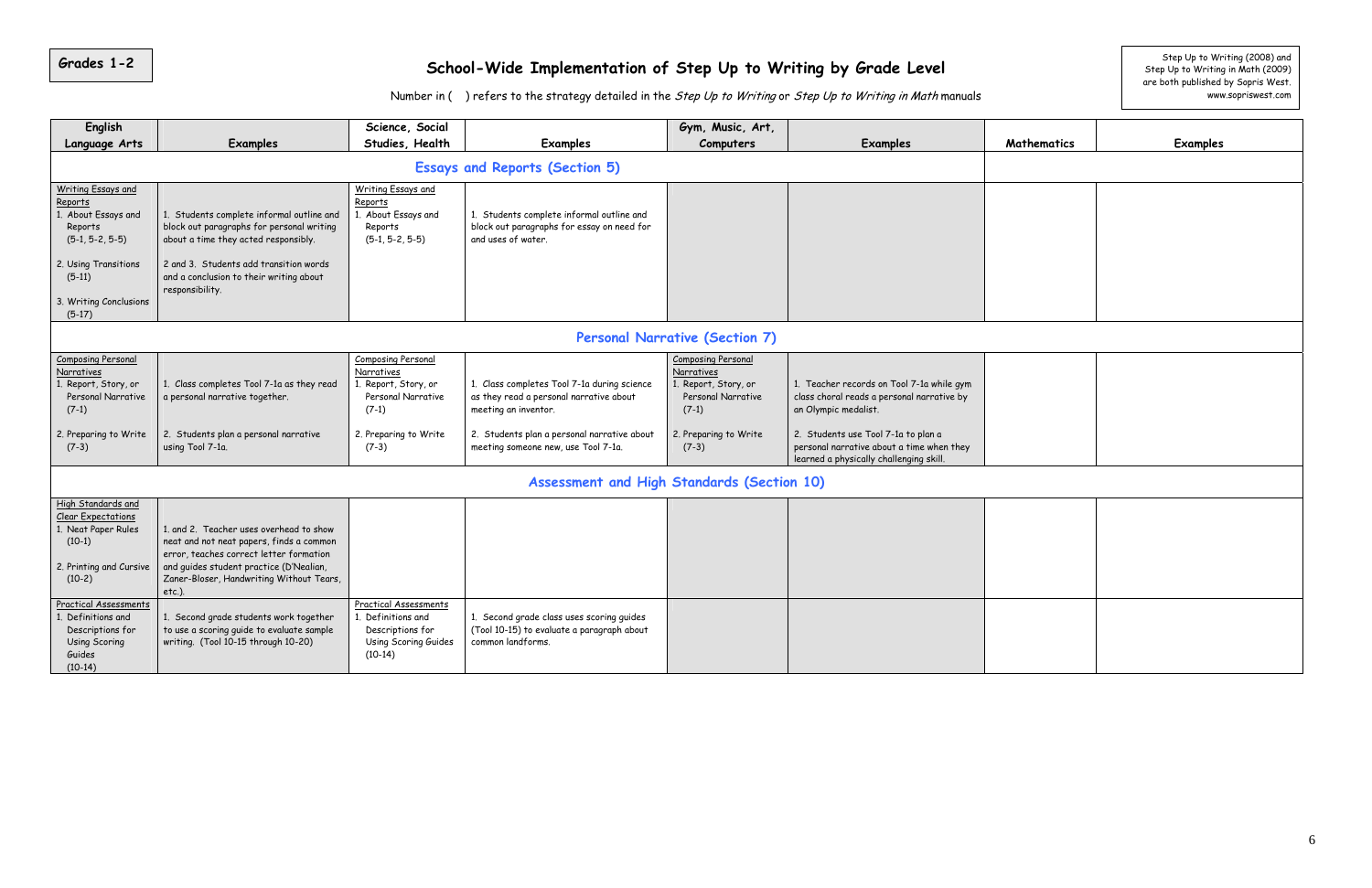**Grades 1-2**

# School-Wide Implementation of Step Up to Writing by Grade Level

Number in ( ) refers to the strategy detailed in the *Step Up to Writing* or *Step Up to Writing in Math* manuals

Step Up to Writing (2008) and Step Up to Writing in Math (2009) are both published by Sopris West. www.sopriswest.com

| English Language Arts | Examples | Science, Social Studies, Health | Examples | Gym, Music, Art, Computers | Examples | Mathematics | Examples |
|---|---|---|---|---|---|---|---|
| **Essays and Reports (Section 5)** | | | | | | | |
| Writing Essays and Reports<br>1. About Essays and Reports (5-1, 5-2, 5-5)<br>2. Using Transitions (5-11)<br>3. Writing Conclusions (5-17) | 1. Students complete informal outline and block out paragraphs for personal writing about a time they acted responsibly.<br>2 and 3. Students add transition words and a conclusion to their writing about responsibility. | Writing Essays and Reports<br>1. About Essays and Reports (5-1, 5-2, 5-5) | 1. Students complete informal outline and block out paragraphs for essay on need for and uses of water. | | | | |
| **Personal Narrative (Section 7)** | | | | | | | |
| Composing Personal Narratives<br>1. Report, Story, or Personal Narrative (7-1)<br>2. Preparing to Write (7-3) | 1. Class completes Tool 7-1a as they read a personal narrative together.<br>2. Students plan a personal narrative using Tool 7-1a. | Composing Personal Narratives<br>1. Report, Story, or Personal Narrative (7-1)<br>2. Preparing to Write (7-3) | 1. Class completes Tool 7-1a during science as they read a personal narrative about meeting an inventor.<br>2. Students plan a personal narrative about meeting someone new, use Tool 7-1a. | Composing Personal Narratives<br>1. Report, Story, or Personal Narrative (7-1)<br>2. Preparing to Write (7-3) | 1. Teacher records on Tool 7-1a while gym class choral reads a personal narrative by an Olympic medalist.<br>2. Students use Tool 7-1a to plan a personal narrative about a time when they learned a physically challenging skill. | | |
| **Assessment and High Standards (Section 10)** | | | | | | | |
| High Standards and Clear Expectations<br>1. Neat Paper Rules (10-1)<br>2. Printing and Cursive (10-2) | 1. and 2. Teacher uses overhead to show neat and not neat papers, finds a common error, teaches correct letter formation and guides student practice (D'Nealian, Zaner-Bloser, Handwriting Without Tears, etc.). | | | | | | |
| Practical Assessments<br>1. Definitions and Descriptions for Using Scoring Guides (10-14) | 1. Second grade students work together to use a scoring guide to evaluate sample writing. (Tool 10-15 through 10-20) | Practical Assessments<br>1. Definitions and Descriptions for Using Scoring Guides (10-14) | 1. Second grade class uses scoring guides (Tool 10-15) to evaluate a paragraph about common landforms. | | | | |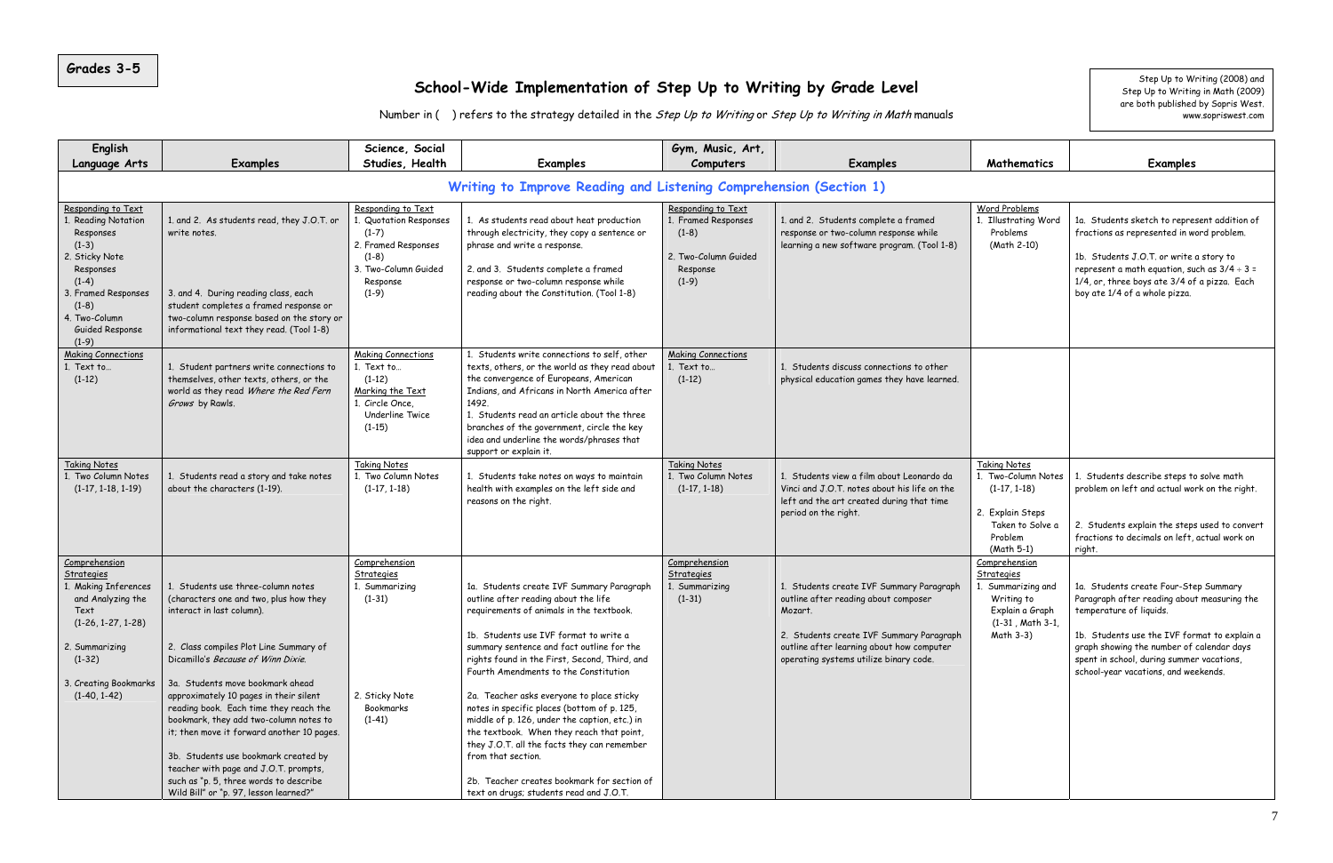Grades 3-5

# School-Wide Implementation of Step Up to Writing by Grade Level

Number in ( ) refers to the strategy detailed in the *Step Up to Writing* or *Step Up to Writing in Math* manuals

Step Up to Writing (2008) and Step Up to Writing in Math (2009) are both published by Sopris West. www.sopriswest.com

| English Language Arts | Examples | Science, Social Studies, Health | Examples | Gym, Music, Art, Computers | Examples | Mathematics | Examples |
|---|---|---|---|---|---|---|---|
| **Writing to Improve Reading and Listening Comprehension (Section 1)** | | | | | | | |
| Responding to Text<br>1. Reading Notation Responses (1-3)<br>2. Sticky Note Responses (1-4)<br>3. Framed Responses (1-8)<br>4. Two-Column Guided Response (1-9) | 1. and 2. As students read, they J.O.T. or write notes.<br><br>3. and 4. During reading class, each student completes a framed response or two-column response based on the story or informational text they read. (Tool 1-8) | Responding to Text<br>1. Quotation Responses (1-7)<br>2. Framed Responses (1-8)<br>3. Two-Column Guided Response (1-9) | 1. As students read about heat production through electricity, they copy a sentence or phrase and write a response.<br><br>2. and 3. Students complete a framed response or two-column response while reading about the Constitution. (Tool 1-8) | Responding to Text<br>1. Framed Responses (1-8)<br>2. Two-Column Guided Response (1-9) | 1. and 2. Students complete a framed response or two-column response while learning a new software program. (Tool 1-8) | Word Problems<br>1. Illustrating Word Problems (Math 2-10) | 1a. Students sketch to represent addition of fractions as represented in word problem.<br><br>1b. Students J.O.T. or write a story to represent a math equation, such as 3/4 ÷ 3 = 1/4, or, three boys ate 3/4 of a pizza. Each boy ate 1/4 of a whole pizza. |
| Making Connections<br>1. Text to… (1-12) | 1. Student partners write connections to themselves, other texts, others, or the world as they read *Where the Red Fern Grows* by Rawls. | Making Connections<br>1. Text to… (1-12)<br>Marking the Text<br>1. Circle Once, Underline Twice (1-15) | 1. Students write connections to self, other texts, others, or the world as they read about the convergence of Europeans, American Indians, and Africans in North America after 1492.<br>1. Students read an article about the three branches of the government, circle the key idea and underline the words/phrases that support or explain it. | Making Connections<br>1. Text to… (1-12) | 1. Students discuss connections to other physical education games they have learned. | | |
| Taking Notes<br>1. Two Column Notes (1-17, 1-18, 1-19) | 1. Students read a story and take notes about the characters (1-19). | Taking Notes<br>1. Two Column Notes (1-17, 1-18) | 1. Students take notes on ways to maintain health with examples on the left side and reasons on the right. | Taking Notes<br>1. Two Column Notes (1-17, 1-18) | 1. Students view a film about Leonardo da Vinci and J.O.T. notes about his life on the left and the art created during that time period on the right. | Taking Notes<br>1. Two-Column Notes (1-17, 1-18)<br>2. Explain Steps Taken to Solve a Problem (Math 5-1) | 1. Students describe steps to solve math problem on left and actual work on the right.<br><br>2. Students explain the steps used to convert fractions to decimals on left, actual work on right. |
| Comprehension Strategies<br>1. Making Inferences and Analyzing the Text (1-26, 1-27, 1-28)<br>2. Summarizing (1-32)<br>3. Creating Bookmarks (1-40, 1-42) | 1. Students use three-column notes (characters one and two, plus how they interact in last column).<br><br>2. Class compiles Plot Line Summary of Dicamillo's *Because of Winn Dixie*.<br><br>3a. Students move bookmark ahead approximately 10 pages in their silent reading book. Each time they reach the bookmark, they add two-column notes to it; then move it forward another 10 pages.<br><br>3b. Students use bookmark created by teacher with page and J.O.T. prompts, such as "p. 5, three words to describe Wild Bill" or "p. 97, lesson learned?" | Comprehension Strategies<br>1. Summarizing (1-31)<br>2. Sticky Note Bookmarks (1-41) | 1a. Students create IVF Summary Paragraph outline after reading about the life requirements of animals in the textbook.<br><br>1b. Students use IVF format to write a summary sentence and fact outline for the rights found in the First, Second, Third, and Fourth Amendments to the Constitution<br><br>2a. Teacher asks everyone to place sticky notes in specific places (bottom of p. 125, middle of p. 126, under the caption, etc.) in the textbook. When they reach that point, they J.O.T. all the facts they can remember from that section.<br><br>2b. Teacher creates bookmark for section of text on drugs; students read and J.O.T. | Comprehension Strategies<br>1. Summarizing (1-31) | 1. Students create IVF Summary Paragraph outline after reading about composer Mozart.<br><br>2. Students create IVF Summary Paragraph outline after learning about how computer operating systems utilize binary code. | Comprehension Strategies<br>1. Summarizing and Writing to Explain a Graph (1-31 , Math 3-1, Math 3-3) | 1a. Students create Four-Step Summary Paragraph after reading about measuring the temperature of liquids.<br><br>1b. Students use the IVF format to explain a graph showing the number of calendar days spent in school, during summer vacations, school-year vacations, and weekends. |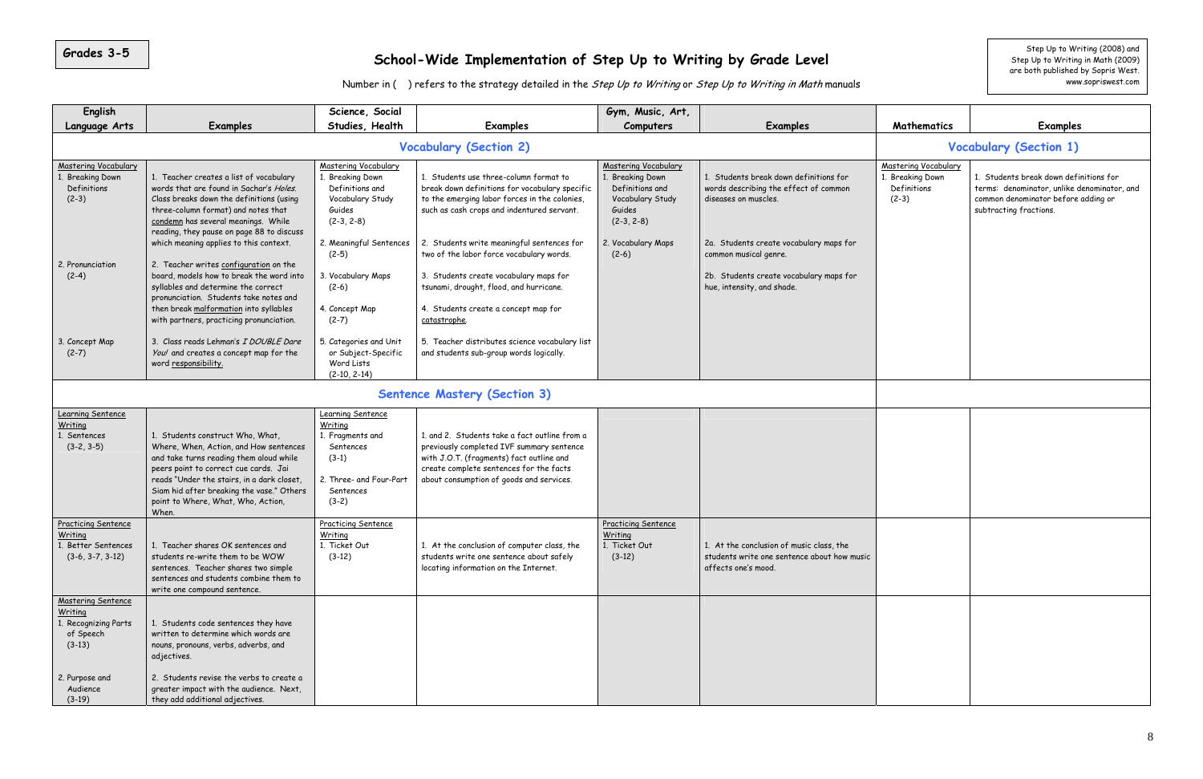Grades 3-5

# School-Wide Implementation of Step Up to Writing by Grade Level

Number in ( ) refers to the strategy detailed in the *Step Up to Writing* or *Step Up to Writing in Math* manuals

Step Up to Writing (2008) and Step Up to Writing in Math (2009) are both published by Sopris West. www.sopriswest.com

| English Language Arts | Examples | Science, Social Studies, Health | Examples | Gym, Music, Art, Computers | Examples | Mathematics | Examples |
|---|---|---|---|---|---|---|---|
| **Vocabulary (Section 2)** | | | | | | **Vocabulary (Section 1)** | |
| Mastering Vocabulary<br>1. Breaking Down Definitions (2-3)<br><br>2. Pronunciation (2-4)<br><br>3. Concept Map (2-7) | 1. Teacher creates a list of vocabulary words that are found in Sachar's *Holes*. Class breaks down the definitions (using three-column format) and notes that condemn has several meanings. While reading, they pause on page 88 to discuss which meaning applies to this context.<br><br>2. Teacher writes configuration on the board, models how to break the word into syllables and determine the correct pronunciation. Students take notes and then break malformation into syllables with partners, practicing pronunciation.<br><br>3. Class reads Lehman's *I DOUBLE Dare You!* and creates a concept map for the word responsibility. | Mastering Vocabulary<br>1. Breaking Down Definitions and Vocabulary Study Guides (2-3, 2-8)<br><br>2. Meaningful Sentences (2-5)<br><br>3. Vocabulary Maps (2-6)<br><br>4. Concept Map (2-7)<br><br>5. Categories and Unit or Subject-Specific Word Lists (2-10, 2-14) | 1. Students use three-column format to break down definitions for vocabulary specific to the emerging labor forces in the colonies, such as cash crops and indentured servant.<br><br>2. Students write meaningful sentences for two of the labor force vocabulary words.<br><br>3. Students create vocabulary maps for tsunami, drought, flood, and hurricane.<br><br>4. Students create a concept map for catastrophe.<br><br>5. Teacher distributes science vocabulary list and students sub-group words logically. | Mastering Vocabulary<br>1. Breaking Down Definitions and Vocabulary Study Guides (2-3, 2-8)<br><br>2. Vocabulary Maps (2-6) | 1. Students break down definitions for words describing the effect of common diseases on muscles.<br><br>2a. Students create vocabulary maps for common musical genre.<br><br>2b. Students create vocabulary maps for hue, intensity, and shade. | Mastering Vocabulary<br>1. Breaking Down Definitions (2-3) | 1. Students break down definitions for terms: denominator, unlike denominator, and common denominator before adding or subtracting fractions. |
| **Sentence Mastery (Section 3)** | | | | | | | |
| Learning Sentence Writing<br>1. Sentences (3-2, 3-5) | 1. Students construct Who, What, Where, When, Action, and How sentences and take turns reading them aloud while peers point to correct cue cards. Jai reads "Under the stairs, in a dark closet, Siam hid after breaking the vase." Others point to Where, What, Who, Action, When. | Learning Sentence Writing<br>1. Fragments and Sentences (3-1)<br><br>2. Three- and Four-Part Sentences (3-2) | 1. and 2. Students take a fact outline from a previously completed IVF summary sentence with J.O.T. (fragments) fact outline and create complete sentences for the facts about consumption of goods and services. | | | | |
| Practicing Sentence Writing<br>1. Better Sentences (3-6, 3-7, 3-12) | 1. Teacher shares OK sentences and students re-write them to be WOW sentences. Teacher shares two simple sentences and students combine them to write one compound sentence. | Practicing Sentence Writing<br>1. Ticket Out (3-12) | 1. At the conclusion of computer class, the students write one sentence about safely locating information on the Internet. | Practicing Sentence Writing<br>1. Ticket Out (3-12) | 1. At the conclusion of music class, the students write one sentence about how music affects one's mood. | | |
| Mastering Sentence Writing<br>1. Recognizing Parts of Speech (3-13)<br><br>2. Purpose and Audience (3-19) | 1. Students code sentences they have written to determine which words are nouns, pronouns, verbs, adverbs, and adjectives.<br><br>2. Students revise the verbs to create a greater impact with the audience. Next, they add additional adjectives. | | | | | | |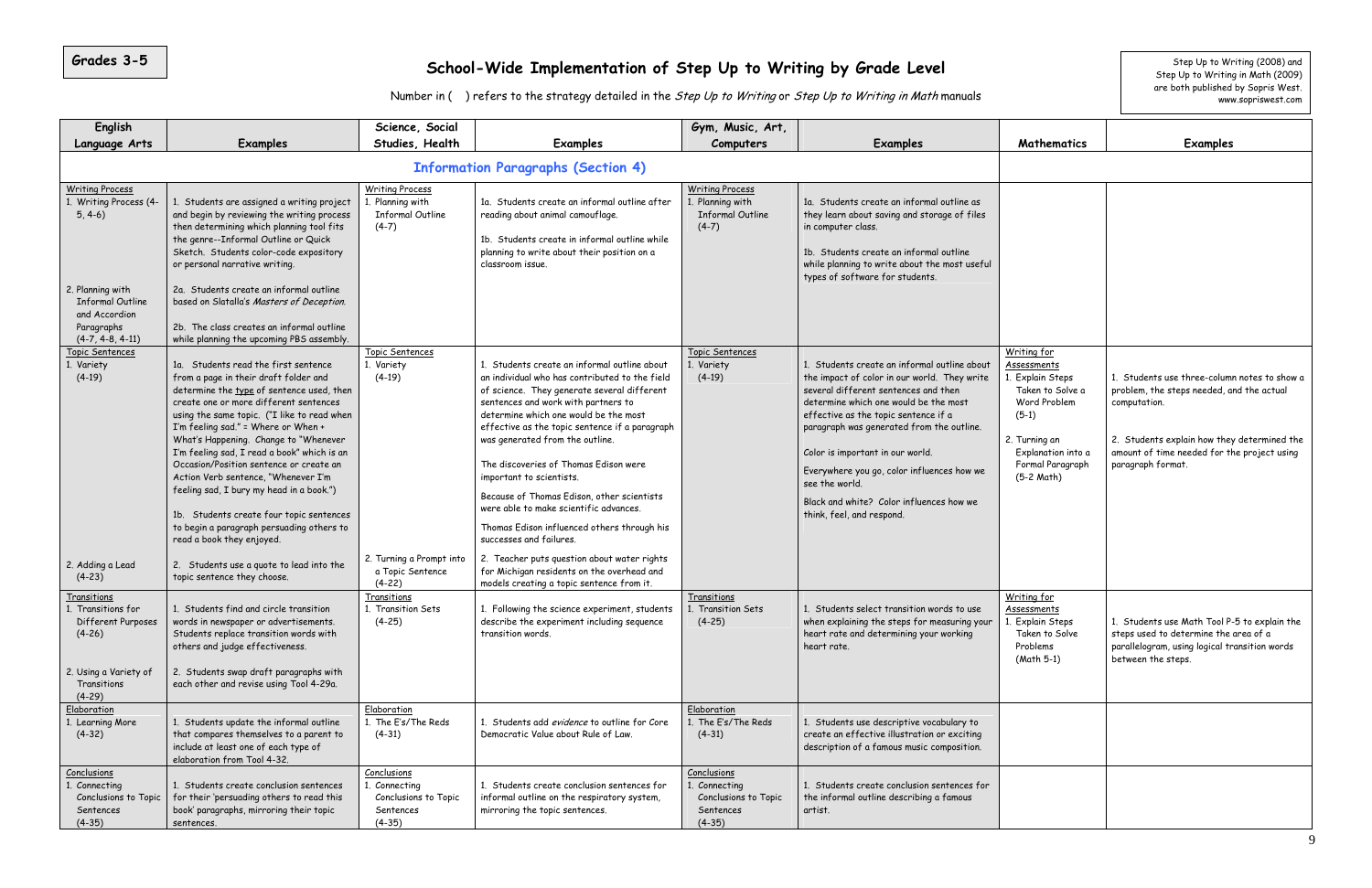**Grades 3-5**

# School-Wide Implementation of Step Up to Writing by Grade Level

Number in ( ) refers to the strategy detailed in the *Step Up to Writing* or *Step Up to Writing in Math* manuals

Step Up to Writing (2008) and Step Up to Writing in Math (2009) are both published by Sopris West. www.sopriswest.com

| English Language Arts | Examples | Science, Social Studies, Health | Examples | Gym, Music, Art, Computers | Examples | Mathematics | Examples |
|---|---|---|---|---|---|---|---|
| **Information Paragraphs (Section 4)** | | | | | | | |
| Writing Process<br>1. Writing Process (4-5, 4-6)<br><br>2. Planning with Informal Outline and Accordion Paragraphs (4-7, 4-8, 4-11) | 1. Students are assigned a writing project and begin by reviewing the writing process then determining which planning tool fits the genre--Informal Outline or Quick Sketch. Students color-code expository or personal narrative writing.<br><br>2a. Students create an informal outline based on Slatalla's *Masters of Deception*.<br><br>2b. The class creates an informal outline while planning the upcoming PBS assembly. | Writing Process<br>1. Planning with Informal Outline (4-7) | 1a. Students create an informal outline after reading about animal camouflage.<br><br>1b. Students create in informal outline while planning to write about their position on a classroom issue. | Writing Process<br>1. Planning with Informal Outline (4-7) | 1a. Students create an informal outline as they learn about saving and storage of files in computer class.<br><br>1b. Students create an informal outline while planning to write about the most useful types of software for students. | | |
| Topic Sentences<br>1. Variety (4-19)<br><br>2. Adding a Lead (4-23) | 1a. Students read the first sentence from a page in their draft folder and determine the type of sentence used, then create one or more different sentences using the same topic. ("I like to read when I'm feeling sad." = Where or When + What's Happening. Change to "Whenever I'm feeling sad, I read a book" which is an Occasion/Position sentence or create an Action Verb sentence, "Whenever I'm feeling sad, I bury my head in a book.")<br><br>1b. Students create four topic sentences to begin a paragraph persuading others to read a book they enjoyed.<br><br>2. Students use a quote to lead into the topic sentence they choose. | Topic Sentences<br>1. Variety (4-19)<br><br>2. Turning a Prompt into a Topic Sentence (4-22) | 1. Students create an informal outline about an individual who has contributed to the field of science. They generate several different sentences and work with partners to determine which one would be the most effective as the topic sentence if a paragraph was generated from the outline.<br><br>The discoveries of Thomas Edison were important to scientists.<br><br>Because of Thomas Edison, other scientists were able to make scientific advances.<br><br>Thomas Edison influenced others through his successes and failures.<br><br>2. Teacher puts question about water rights for Michigan residents on the overhead and models creating a topic sentence from it. | Topic Sentences<br>1. Variety (4-19) | 1. Students create an informal outline about the impact of color in our world. They write several different sentences and then determine which one would be the most effective as the topic sentence if a paragraph was generated from the outline.<br><br>Color is important in our world.<br><br>Everywhere you go, color influences how we see the world.<br><br>Black and white? Color influences how we think, feel, and respond. | Writing for Assessments<br>1. Explain Steps Taken to Solve a Word Problem (5-1)<br><br>2. Turning an Explanation into a Formal Paragraph (5-2 Math) | 1. Students use three-column notes to show a problem, the steps needed, and the actual computation.<br><br>2. Students explain how they determined the amount of time needed for the project using paragraph format. |
| Transitions<br>1. Transitions for Different Purposes (4-26)<br><br>2. Using a Variety of Transitions (4-29) | 1. Students find and circle transition words in newspaper or advertisements. Students replace transition words with others and judge effectiveness.<br><br>2. Students swap draft paragraphs with each other and revise using Tool 4-29a. | Transitions<br>1. Transition Sets (4-25) | 1. Following the science experiment, students describe the experiment including sequence transition words. | Transitions<br>1. Transition Sets (4-25) | 1. Students select transition words to use when explaining the steps for measuring your heart rate and determining your working heart rate. | Writing for Assessments<br>1. Explain Steps Taken to Solve Problems (Math 5-1) | 1. Students use Math Tool P-5 to explain the steps used to determine the area of a parallelogram, using logical transition words between the steps. |
| Elaboration<br>1. Learning More (4-32) | 1. Students update the informal outline that compares themselves to a parent to include at least one of each type of elaboration from Tool 4-32. | Elaboration<br>1. The E's/The Reds (4-31) | 1. Students add *evidence* to outline for Core Democratic Value about Rule of Law. | Elaboration<br>1. The E's/The Reds (4-31) | 1. Students use descriptive vocabulary to create an effective illustration or exciting description of a famous music composition. | | |
| Conclusions<br>1. Connecting Conclusions to Topic Sentences (4-35) | 1. Students create conclusion sentences for their 'persuading others to read this book' paragraphs, mirroring their topic sentences. | Conclusions<br>1. Connecting Conclusions to Topic Sentences (4-35) | 1. Students create conclusion sentences for informal outline on the respiratory system, mirroring the topic sentences. | Conclusions<br>1. Connecting Conclusions to Topic Sentences (4-35) | 1. Students create conclusion sentences for the informal outline describing a famous artist. | | |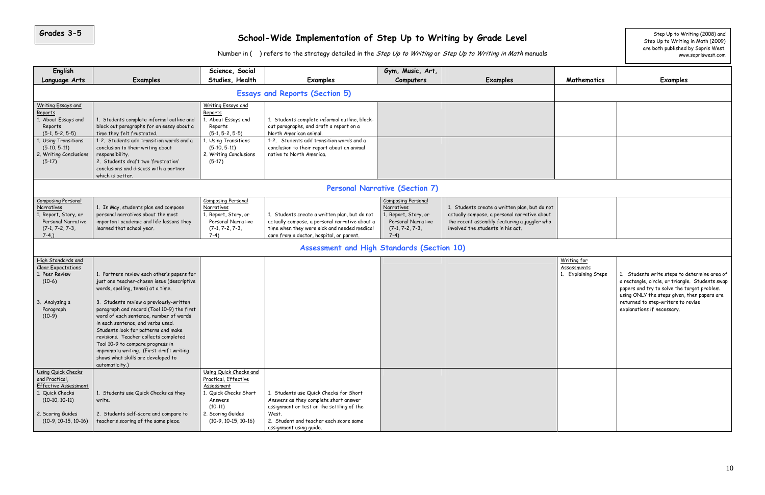**Grades 3-5**

# School-Wide Implementation of Step Up to Writing by Grade Level

Step Up to Writing (2008) and Step Up to Writing in Math (2009) are both published by Sopris West. www.sopriswest.com

Number in ( ) refers to the strategy detailed in the *Step Up to Writing* or *Step Up to Writing in Math* manuals

| English Language Arts | Examples | Science, Social Studies, Health | Examples | Gym, Music, Art, Computers | Examples | Mathematics | Examples |
|---|---|---|---|---|---|---|---|
| **Essays and Reports (Section 5)** | | | | | | | |
| Writing Essays and Reports<br>1. About Essays and Reports (5-1, 5-2, 5-5) | 1. Students complete informal outline and block out paragraphs for an essay about a time they felt frustrated. | Writing Essays and Reports<br>1. About Essays and Reports (5-1, 5-2, 5-5) | 1. Students complete informal outline, block-out paragraphs, and draft a report on a North American animal. | | | | |
| 1. Using Transitions (5-10, 5-11)<br>2. Writing Conclusions (5-17) | 1-2. Students add transition words and a conclusion to their writing about responsibility.<br>2. Students draft two 'frustration' conclusions and discuss with a partner which is better. | 1. Using Transitions (5-10, 5-11)<br>2. Writing Conclusions (5-17) | 1-2. Students add transition words and a conclusion to their report about an animal native to North America. | | | | |
| **Personal Narrative (Section 7)** | | | | | | | |
| Composing Personal Narratives<br>1. Report, Story, or Personal Narrative (7-1, 7-2, 7-3, 7-4,) | 1. In May, students plan and compose personal narratives about the most important academic and life lessons they learned that school year. | Composing Personal Narratives<br>1. Report, Story, or Personal Narrative (7-1, 7-2, 7-3, 7-4) | 1. Students create a written plan, but do not actually compose, a personal narrative about a time when they were sick and needed medical care from a doctor, hospital, or parent. | Composing Personal Narratives<br>1. Report, Story, or Personal Narrative (7-1, 7-2, 7-3, 7-4) | 1. Students create a written plan, but do not actually compose, a personal narrative about the recent assembly featuring a juggler who involved the students in his act. | | |
| **Assessment and High Standards (Section 10)** | | | | | | | |
| High Standards and Clear Expectations<br>1. Peer Review (10-6)<br><br>3. Analyzing a Paragraph (10-9) | 1. Partners review each other's papers for just one teacher-chosen issue (descriptive words, spelling, tense) at a time.<br><br>3. Students review a previously-written paragraph and record (Tool 10-9) the first word of each sentence, number of words in each sentence, and verbs used. Students look for patterns and make revisions. Teacher collects completed Tool 10-9 to compare progress in impromptu writing. (First-draft writing shows what skills are developed to automaticity.) | | | | | Writing for Assessments<br>1. Explaining Steps | 1. Students write steps to determine area of a rectangle, circle, or triangle. Students swap papers and try to solve the target problem using ONLY the steps given, then papers are returned to step-writers to revise explanations if necessary. |
| Using Quick Checks and Practical, Effective Assessment<br>1. Quick Checks (10-10, 10-11)<br><br>2. Scoring Guides (10-9, 10-15, 10-16) | 1. Students use Quick Checks as they write.<br><br>2. Students self-score and compare to teacher's scoring of the same piece. | Using Quick Checks and Practical, Effective Assessment<br>1. Quick Checks Short Answers (10-11)<br>2. Scoring Guides (10-9, 10-15, 10-16) | 1. Students use Quick Checks for Short Answers as they complete short answer assignment or test on the settling of the West.<br>2. Student and teacher each score same assignment using guide. | | | | |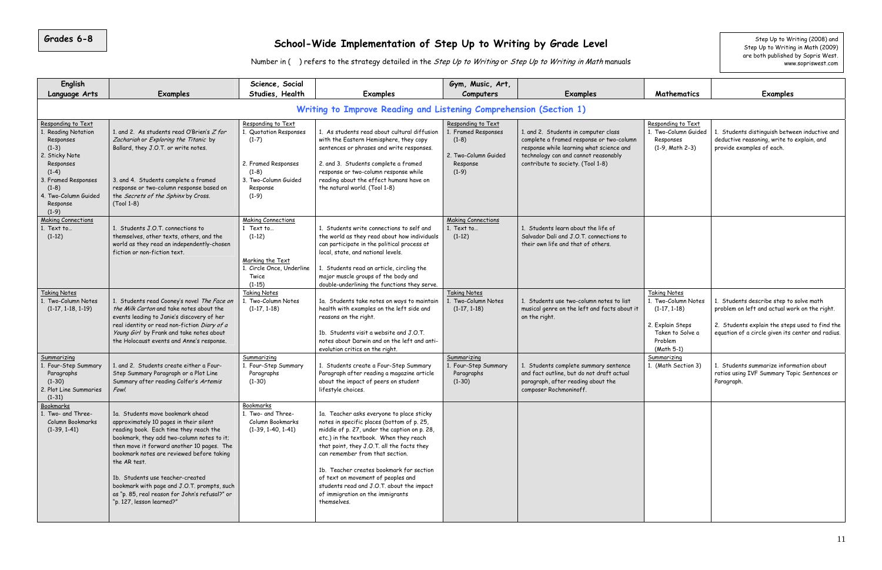**Grades 6-8**

# School-Wide Implementation of Step Up to Writing by Grade Level

Number in ( ) refers to the strategy detailed in the *Step Up to Writing* or *Step Up to Writing in Math* manuals

Step Up to Writing (2008) and Step Up to Writing in Math (2009) are both published by Sopris West. www.sopriswest.com

| English Language Arts | Examples | Science, Social Studies, Health | Examples | Gym, Music, Art, Computers | Examples | Mathematics | Examples |
|---|---|---|---|---|---|---|---|
| **Writing to Improve Reading and Listening Comprehension (Section 1)** | | | | | | | |
| Responding to Text<br>1. Reading Notation Responses (1-3)<br>2. Sticky Note Responses (1-4)<br>3. Framed Responses (1-8)<br>4. Two-Column Guided Response (1-9) | 1. and 2. As students read O'Brien's *Z for Zachariah* or *Exploring the Titanic* by Ballard, they J.O.T. or write notes.<br><br>3. and 4. Students complete a framed response or two-column response based on the *Secrets of the Sphinx* by Cross. (Tool 1-8) | Responding to Text<br>1. Quotation Responses (1-7)<br>2. Framed Responses (1-8)<br>3. Two-Column Guided Response (1-9) | 1. As students read about cultural diffusion with the Eastern Hemisphere, they copy sentences or phrases and write responses.<br><br>2. and 3. Students complete a framed response or two-column response while reading about the effect humans have on the natural world. (Tool 1-8) | Responding to Text<br>1. Framed Responses (1-8)<br>2. Two-Column Guided Response (1-9) | 1. and 2. Students in computer class complete a framed response or two-column response while learning what science and technology can and cannot reasonably contribute to society. (Tool 1-8) | Responding to Text<br>1. Two-Column Guided Responses (1-9, Math 2-3) | 1. Students distinguish between inductive and deductive reasoning, write to explain, and provide examples of each. |
| Making Connections<br>1. Text to… (1-12) | 1. Students J.O.T. connections to themselves, other texts, others, and the world as they read an independently-chosen fiction or non-fiction text. | Making Connections<br>1 Text to… (1-12)<br><br>Marking the Text<br>1. Circle Once, Underline Twice (1-15) | 1. Students write connections to self and the world as they read about how individuals can participate in the political process at local, state, and national levels.<br><br>1. Students read an article, circling the major muscle groups of the body and double-underlining the functions they serve. | Making Connections<br>1. Text to… (1-12) | 1. Students learn about the life of Salvador Dali and J.O.T. connections to their own life and that of others. | | |
| Taking Notes<br>1. Two-Column Notes (1-17, 1-18, 1-19) | 1. Students read Cooney's novel *The Face on the Milk Carton* and take notes about the events leading to Janie's discovery of her real identity or read non-fiction *Diary of a Young Girl* by Frank and take notes about the Holocaust events and Anne's response. | Taking Notes<br>1. Two-Column Notes (1-17, 1-18) | 1a. Students take notes on ways to maintain health with examples on the left side and reasons on the right.<br><br>1b. Students visit a website and J.O.T. notes about Darwin and on the left and anti-evolution critics on the right. | Taking Notes<br>1. Two-Column Notes (1-17, 1-18) | 1. Students use two-column notes to list musical genre on the left and facts about it on the right. | Taking Notes<br>1. Two-Column Notes (1-17, 1-18)<br>2. Explain Steps Taken to Solve a Problem (Math 5-1) | 1. Students describe step to solve math problem on left and actual work on the right.<br><br>2. Students explain the steps used to find the equation of a circle given its center and radius. |
| Summarizing<br>1. Four-Step Summary Paragraphs (1-30)<br>2. Plot Line Summaries (1-31) | 1. and 2. Students create either a Four-Step Summary Paragraph or a Plot Line Summary after reading Colfer's *Artemis Fowl*. | Summarizing<br>1. Four-Step Summary Paragraphs (1-30) | 1. Students create a Four-Step Summary Paragraph after reading a magazine article about the impact of peers on student lifestyle choices. | Summarizing<br>1. Four-Step Summary Paragraphs (1-30) | 1. Students complete summary sentence and fact outline, but do not draft actual paragraph, after reading about the composer Rochmoninoff. | Summarizing<br>1. (Math Section 3) | 1. Students summarize information about ratios using IVF Summary Topic Sentences or Paragraph. |
| Bookmarks<br>1. Two- and Three-Column Bookmarks (1-39, 1-41) | 1a. Students move bookmark ahead approximately 10 pages in their silent reading book. Each time they reach the bookmark, they add two-column notes to it; then move it forward another 10 pages. The bookmark notes are reviewed before taking the AR test.<br><br>1b. Students use teacher-created bookmark with page and J.O.T. prompts, such as "p. 85, real reason for John's refusal?" or "p. 127, lesson learned?" | Bookmarks<br>1. Two- and Three-Column Bookmarks (1-39, 1-40, 1-41) | 1a. Teacher asks everyone to place sticky notes in specific places (bottom of p. 25, middle of p. 27, under the caption on p. 28, etc.) in the textbook. When they reach that point, they J.O.T. all the facts they can remember from that section.<br><br>1b. Teacher creates bookmark for section of text on movement of peoples and students read and J.O.T. about the impact of immigration on the immigrants themselves. | | | | |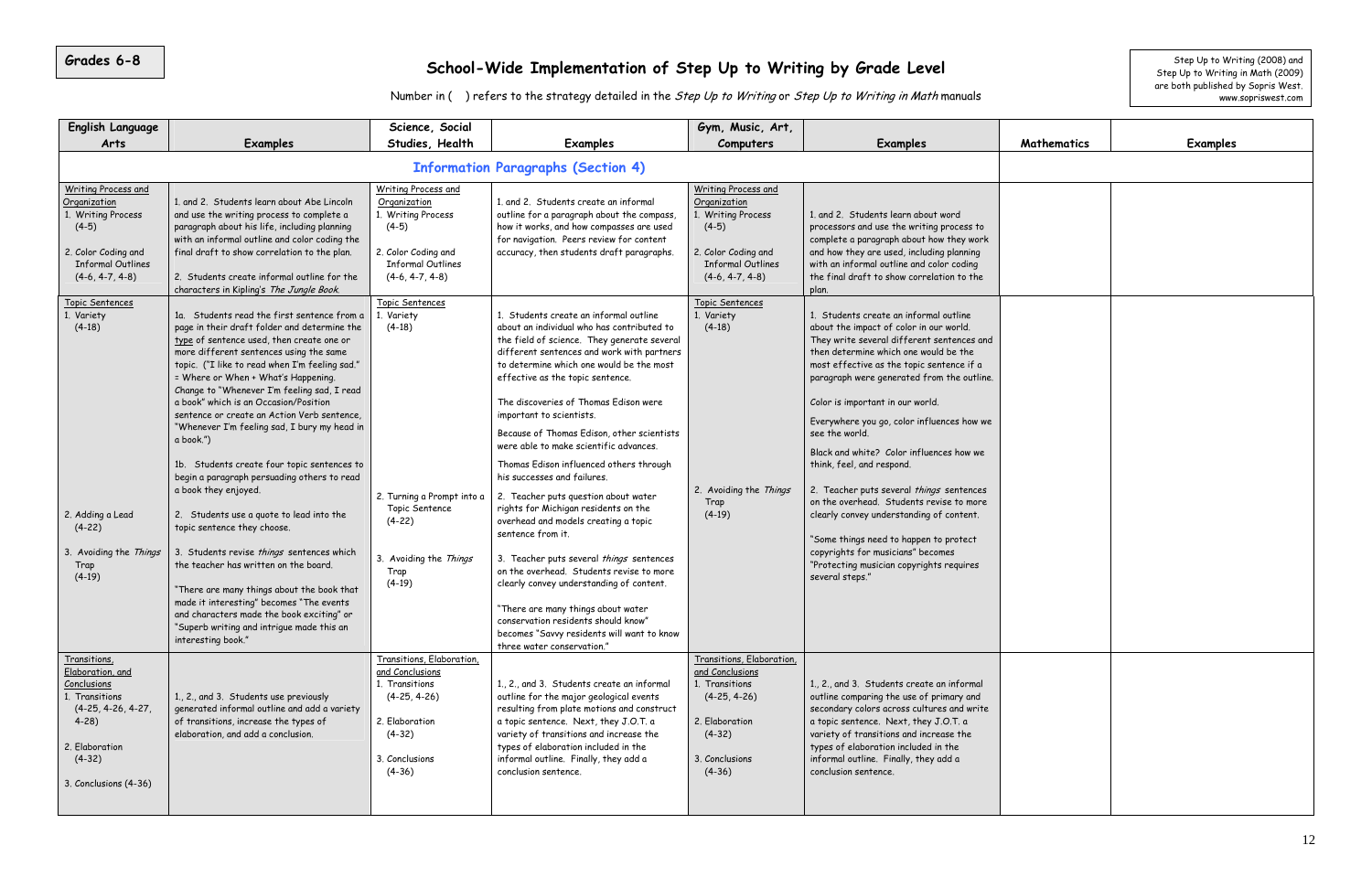Grades 6-8

# School-Wide Implementation of Step Up to Writing by Grade Level

Number in ( ) refers to the strategy detailed in the *Step Up to Writing* or *Step Up to Writing in Math* manuals

Step Up to Writing (2008) and Step Up to Writing in Math (2009) are both published by Sopris West. www.sopriswest.com

| English Language Arts | Examples | Science, Social Studies, Health | Examples | Gym, Music, Art, Computers | Examples | Mathematics | Examples |
|---|---|---|---|---|---|---|---|
| **Information Paragraphs (Section 4)** | | | | | | | |
| Writing Process and Organization<br>1. Writing Process (4-5)<br>2. Color Coding and Informal Outlines (4-6, 4-7, 4-8) | 1. and 2. Students learn about Abe Lincoln and use the writing process to complete a paragraph about his life, including planning with an informal outline and color coding the final draft to show correlation to the plan.<br>2. Students create informal outline for the characters in Kipling's *The Jungle Book*. | Writing Process and Organization<br>1. Writing Process (4-5)<br>2. Color Coding and Informal Outlines (4-6, 4-7, 4-8) | 1. and 2. Students create an informal outline for a paragraph about the compass, how it works, and how compasses are used for navigation. Peers review for content accuracy, then students draft paragraphs. | Writing Process and Organization<br>1. Writing Process (4-5)<br>2. Color Coding and Informal Outlines (4-6, 4-7, 4-8) | 1. and 2. Students learn about word processors and use the writing process to complete a paragraph about how they work and how they are used, including planning with an informal outline and color coding the final draft to show correlation to the plan. | | |
| Topic Sentences<br>1. Variety (4-18)<br>2. Adding a Lead (4-22)<br>3. Avoiding the *Things* Trap (4-19) | 1a. Students read the first sentence from a page in their draft folder and determine the type of sentence used, then create one or more different sentences using the same topic. ("I like to read when I'm feeling sad." = Where or When + What's Happening. Change to "Whenever I'm feeling sad, I read a book" which is an Occasion/Position sentence or create an Action Verb sentence, "Whenever I'm feeling sad, I bury my head in a book.")<br>1b. Students create four topic sentences to begin a paragraph persuading others to read a book they enjoyed.<br>2. Students use a quote to lead into the topic sentence they choose.<br>3. Students revise *things* sentences which the teacher has written on the board.<br>"There are many things about the book that made it interesting" becomes "The events and characters made the book exciting" or "Superb writing and intrigue made this an interesting book." | Topic Sentences<br>1. Variety (4-18)<br>2. Turning a Prompt into a Topic Sentence (4-22)<br>3. Avoiding the *Things* Trap (4-19) | 1. Students create an informal outline about an individual who has contributed to the field of science. They generate several different sentences and work with partners to determine which one would be the most effective as the topic sentence.<br>The discoveries of Thomas Edison were important to scientists.<br>Because of Thomas Edison, other scientists were able to make scientific advances.<br>Thomas Edison influenced others through his successes and failures.<br>2. Teacher puts question about water rights for Michigan residents on the overhead and models creating a topic sentence from it.<br>3. Teacher puts several *things* sentences on the overhead. Students revise to more clearly convey understanding of content.<br>"There are many things about water conservation residents should know" becomes "Savvy residents will want to know three water conservation." | Topic Sentences<br>1. Variety (4-18)<br>2. Avoiding the *Things* Trap (4-19) | 1. Students create an informal outline about the impact of color in our world. They write several different sentences and then determine which one would be the most effective as the topic sentence if a paragraph were generated from the outline.<br>Color is important in our world.<br>Everywhere you go, color influences how we see the world.<br>Black and white? Color influences how we think, feel, and respond.<br>2. Teacher puts several *things* sentences on the overhead. Students revise to more clearly convey understanding of content.<br>"Some things need to happen to protect copyrights for musicians" becomes "Protecting musician copyrights requires several steps." | | |
| Transitions, Elaboration, and Conclusions<br>1. Transitions (4-25, 4-26, 4-27, 4-28)<br>2. Elaboration (4-32)<br>3. Conclusions (4-36) | 1., 2., and 3. Students use previously generated informal outline and add a variety of transitions, increase the types of elaboration, and add a conclusion. | Transitions, Elaboration, and Conclusions<br>1. Transitions (4-25, 4-26)<br>2. Elaboration (4-32)<br>3. Conclusions (4-36) | 1., 2., and 3. Students create an informal outline for the major geological events resulting from plate motions and construct a topic sentence. Next, they J.O.T. a variety of transitions and increase the types of elaboration included in the informal outline. Finally, they add a conclusion sentence. | Transitions, Elaboration, and Conclusions<br>1. Transitions (4-25, 4-26)<br>2. Elaboration (4-32)<br>3. Conclusions (4-36) | 1., 2., and 3. Students create an informal outline comparing the use of primary and secondary colors across cultures and write a topic sentence. Next, they J.O.T. a variety of transitions and increase the types of elaboration included in the informal outline. Finally, they add a conclusion sentence. | | |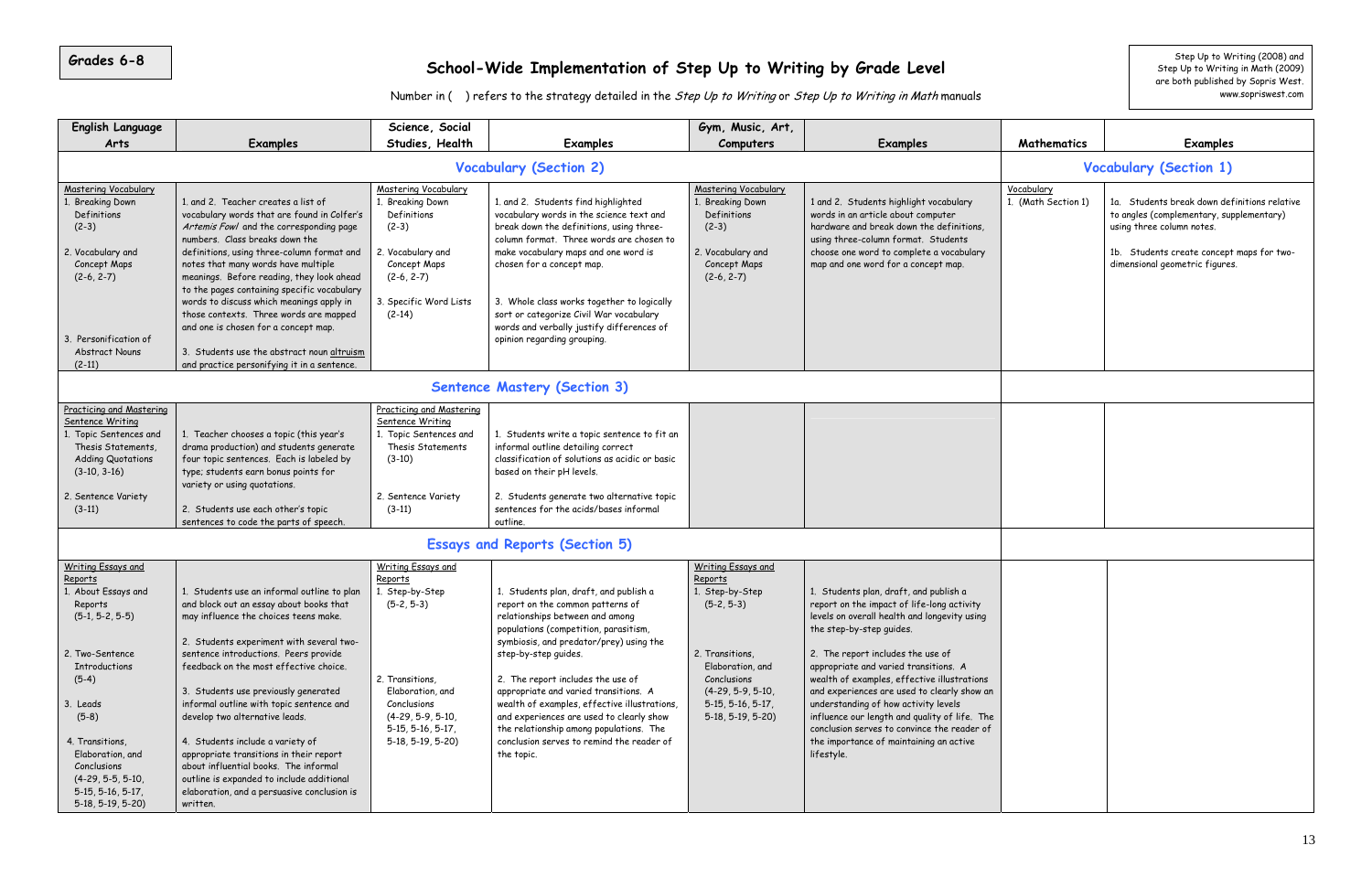Grades 6-8

# School-Wide Implementation of Step Up to Writing by Grade Level

Number in ( ) refers to the strategy detailed in the *Step Up to Writing* or *Step Up to Writing in Math* manuals

Step Up to Writing (2008) and Step Up to Writing in Math (2009) are both published by Sopris West. www.sopriswest.com

| English Language Arts | Examples | Science, Social Studies, Health | Examples | Gym, Music, Art, Computers | Examples | Mathematics | Examples |
|---|---|---|---|---|---|---|---|
| **Vocabulary (Section 2)** | | | | | | **Vocabulary (Section 1)** | |
| Mastering Vocabulary<br>1. Breaking Down Definitions (2-3)<br>2. Vocabulary and Concept Maps (2-6, 2-7)<br>3. Personification of Abstract Nouns (2-11) | 1. and 2. Teacher creates a list of vocabulary words that are found in Colfer's *Artemis Fowl* and the corresponding page numbers. Class breaks down the definitions, using three-column format and notes that many words have multiple meanings. Before reading, they look ahead to the pages containing specific vocabulary words to discuss which meanings apply in those contexts. Three words are mapped and one is chosen for a concept map.<br>3. Students use the abstract noun altruism and practice personifying it in a sentence. | Mastering Vocabulary<br>1. Breaking Down Definitions (2-3)<br>2. Vocabulary and Concept Maps (2-6, 2-7)<br>3. Specific Word Lists (2-14) | 1. and 2. Students find highlighted vocabulary words in the science text and break down the definitions, using three-column format. Three words are chosen to make vocabulary maps and one word is chosen for a concept map.<br>3. Whole class works together to logically sort or categorize Civil War vocabulary words and verbally justify differences of opinion regarding grouping. | Mastering Vocabulary<br>1. Breaking Down Definitions (2-3)<br>2. Vocabulary and Concept Maps (2-6, 2-7) | 1 and 2. Students highlight vocabulary words in an article about computer hardware and break down the definitions, using three-column format. Students choose one word to complete a vocabulary map and one word for a concept map. | Vocabulary<br>1. (Math Section 1) | 1a. Students break down definitions relative to angles (complementary, supplementary) using three column notes.<br>1b. Students create concept maps for two-dimensional geometric figures. |
| **Sentence Mastery (Section 3)** | | | | | | | |
| Practicing and Mastering Sentence Writing<br>1. Topic Sentences and Thesis Statements, Adding Quotations (3-10, 3-16)<br>2. Sentence Variety (3-11) | 1. Teacher chooses a topic (this year's drama production) and students generate four topic sentences. Each is labeled by type; students earn bonus points for variety or using quotations.<br>2. Students use each other's topic sentences to code the parts of speech. | Practicing and Mastering Sentence Writing<br>1. Topic Sentences and Thesis Statements (3-10)<br>2. Sentence Variety (3-11) | 1. Students write a topic sentence to fit an informal outline detailing correct classification of solutions as acidic or basic based on their pH levels.<br>2. Students generate two alternative topic sentences for the acids/bases informal outline. | | | | |
| **Essays and Reports (Section 5)** | | | | | | | |
| Writing Essays and Reports<br>1. About Essays and Reports (5-1, 5-2, 5-5)<br>2. Two-Sentence Introductions (5-4)<br>3. Leads (5-8)<br>4. Transitions, Elaboration, and Conclusions (4-29, 5-5, 5-10, 5-15, 5-16, 5-17, 5-18, 5-19, 5-20) | 1. Students use an informal outline to plan and block out an essay about books that may influence the choices teens make.<br>2. Students experiment with several two-sentence introductions. Peers provide feedback on the most effective choice.<br>3. Students use previously generated informal outline with topic sentence and develop two alternative leads.<br>4. Students include a variety of appropriate transitions in their report about influential books. The informal outline is expanded to include additional elaboration, and a persuasive conclusion is written. | Writing Essays and Reports<br>1. Step-by-Step (5-2, 5-3)<br>2. Transitions, Elaboration, and Conclusions (4-29, 5-9, 5-10, 5-15, 5-16, 5-17, 5-18, 5-19, 5-20) | 1. Students plan, draft, and publish a report on the common patterns of relationships between and among populations (competition, parasitism, symbiosis, and predator/prey) using the step-by-step guides.<br>2. The report includes the use of appropriate and varied transitions. A wealth of examples, effective illustrations, and experiences are used to clearly show the relationship among populations. The conclusion serves to remind the reader of the topic. | Writing Essays and Reports<br>1. Step-by-Step (5-2, 5-3)<br>2. Transitions, Elaboration, and Conclusions (4-29, 5-9, 5-10, 5-15, 5-16, 5-17, 5-18, 5-19, 5-20) | 1. Students plan, draft, and publish a report on the impact of life-long activity levels on overall health and longevity using the step-by-step guides.<br>2. The report includes the use of appropriate and varied transitions. A wealth of examples, effective illustrations and experiences are used to clearly show an understanding of how activity levels influence our length and quality of life. The conclusion serves to convince the reader of the importance of maintaining an active lifestyle. | | |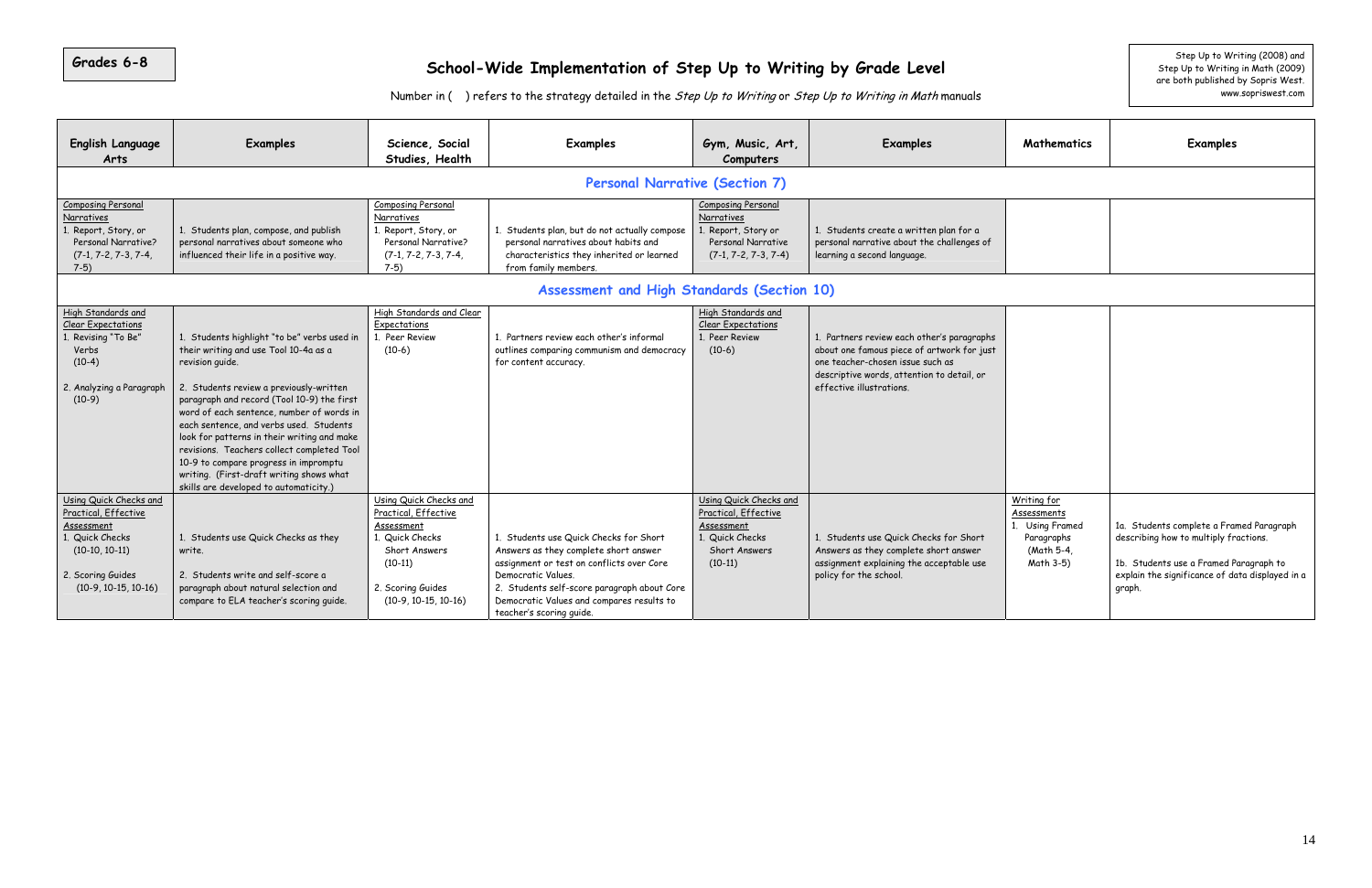Grades 6-8

# School-Wide Implementation of Step Up to Writing by Grade Level

Step Up to Writing (2008) and Step Up to Writing in Math (2009) are both published by Sopris West. www.sopriswest.com

Number in ( ) refers to the strategy detailed in the *Step Up to Writing* or *Step Up to Writing in Math* manuals

| English Language Arts | Examples | Science, Social Studies, Health | Examples | Gym, Music, Art, Computers | Examples | Mathematics | Examples |
|---|---|---|---|---|---|---|---|
| **Personal Narrative (Section 7)** | | | | | | | |
| Composing Personal Narratives<br>1. Report, Story, or Personal Narrative? (7-1, 7-2, 7-3, 7-4, 7-5) | 1. Students plan, compose, and publish personal narratives about someone who influenced their life in a positive way. | Composing Personal Narratives<br>1. Report, Story, or Personal Narrative? (7-1, 7-2, 7-3, 7-4, 7-5) | 1. Students plan, but do not actually compose personal narratives about habits and characteristics they inherited or learned from family members. | Composing Personal Narratives<br>1. Report, Story or Personal Narrative (7-1, 7-2, 7-3, 7-4) | 1. Students create a written plan for a personal narrative about the challenges of learning a second language. | | |
| **Assessment and High Standards (Section 10)** | | | | | | | |
| High Standards and Clear Expectations<br>1. Revising "To Be" Verbs (10-4)<br><br>2. Analyzing a Paragraph (10-9) | 1. Students highlight "to be" verbs used in their writing and use Tool 10-4a as a revision guide.<br><br>2. Students review a previously-written paragraph and record (Tool 10-9) the first word of each sentence, number of words in each sentence, and verbs used. Students look for patterns in their writing and make revisions. Teachers collect completed Tool 10-9 to compare progress in impromptu writing. (First-draft writing shows what skills are developed to automaticity.) | High Standards and Clear Expectations<br>1. Peer Review (10-6) | 1. Partners review each other's informal outlines comparing communism and democracy for content accuracy. | High Standards and Clear Expectations<br>1. Peer Review (10-6) | 1. Partners review each other's paragraphs about one famous piece of artwork for just one teacher-chosen issue such as descriptive words, attention to detail, or effective illustrations. | | |
| Using Quick Checks and Practical, Effective Assessment<br>1. Quick Checks (10-10, 10-11)<br><br>2. Scoring Guides (10-9, 10-15, 10-16) | 1. Students use Quick Checks as they write.<br><br>2. Students write and self-score a paragraph about natural selection and compare to ELA teacher's scoring guide. | Using Quick Checks and Practical, Effective Assessment<br>1. Quick Checks Short Answers (10-11)<br><br>2. Scoring Guides (10-9, 10-15, 10-16) | 1. Students use Quick Checks for Short Answers as they complete short answer assignment or test on conflicts over Core Democratic Values.<br>2. Students self-score paragraph about Core Democratic Values and compares results to teacher's scoring guide. | Using Quick Checks and Practical, Effective Assessment<br>1. Quick Checks Short Answers (10-11) | 1. Students use Quick Checks for Short Answers as they complete short answer assignment explaining the acceptable use policy for the school. | Writing for Assessments<br>1. Using Framed Paragraphs (Math 5-4, Math 3-5) | 1a. Students complete a Framed Paragraph describing how to multiply fractions.<br><br>1b. Students use a Framed Paragraph to explain the significance of data displayed in a graph. |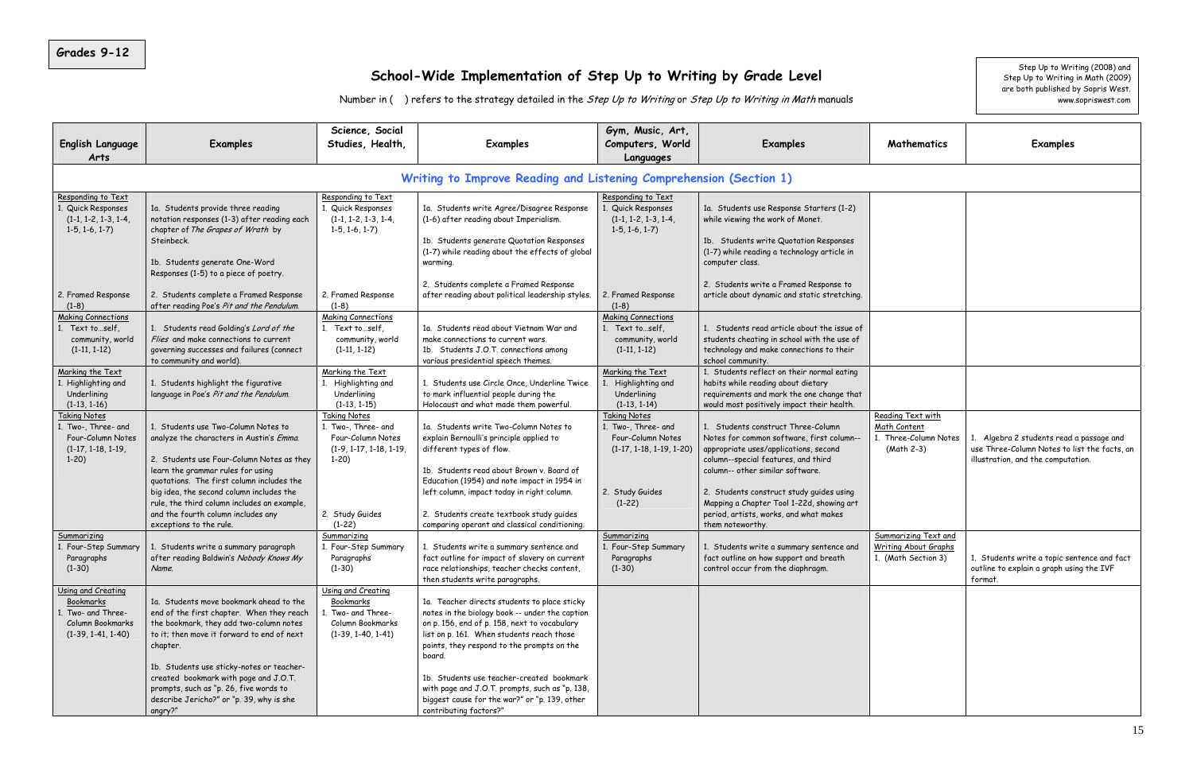**Grades 9-12**

# School-Wide Implementation of Step Up to Writing by Grade Level

Number in ( ) refers to the strategy detailed in the *Step Up to Writing* or *Step Up to Writing in Math* manuals

Step Up to Writing (2008) and Step Up to Writing in Math (2009) are both published by Sopris West. www.sopriswest.com

| English Language Arts | Examples | Science, Social Studies, Health, | Examples | Gym, Music, Art, Computers, World Languages | Examples | Mathematics | Examples |
|---|---|---|---|---|---|---|---|
| **Writing to Improve Reading and Listening Comprehension (Section 1)** | | | | | | | |
| Responding to Text<br>1. Quick Responses (1-1, 1-2, 1-3, 1-4, 1-5, 1-6, 1-7)<br><br>2. Framed Response (1-8) | 1a. Students provide three reading notation responses (1-3) after reading each chapter of *The Grapes of Wrath* by Steinbeck.<br><br>1b. Students generate One-Word Responses (1-5) to a piece of poetry.<br><br>2. Students complete a Framed Response after reading Poe's *Pit and the Pendulum*. | Responding to Text<br>1. Quick Responses (1-1, 1-2, 1-3, 1-4, 1-5, 1-6, 1-7)<br><br>2. Framed Response (1-8) | 1a. Students write Agree/Disagree Response (1-6) after reading about Imperialism.<br><br>1b. Students generate Quotation Responses (1-7) while reading about the effects of global warming.<br><br>2. Students complete a Framed Response after reading about political leadership styles. | Responding to Text<br>1. Quick Responses (1-1, 1-2, 1-3, 1-4, 1-5, 1-6, 1-7)<br><br>2. Framed Response (1-8) | 1a. Students use Response Starters (1-2) while viewing the work of Monet.<br><br>1b. Students write Quotation Responses (1-7) while reading a technology article in computer class.<br><br>2. Students write a Framed Response to article about dynamic and static stretching. | | |
| Making Connections<br>1. Text to…self, community, world (1-11, 1-12) | 1. Students read Golding's *Lord of the Flies* and make connections to current governing successes and failures (connect to community and world). | Making Connections<br>1. Text to…self, community, world (1-11, 1-12) | 1a. Students read about Vietnam War and make connections to current wars.<br>1b. Students J.O.T. connections among various presidential speech themes. | Making Connections<br>1. Text to…self, community, world (1-11, 1-12) | 1. Students read article about the issue of students cheating in school with the use of technology and make connections to their school community. | | |
| Marking the Text<br>1. Highlighting and Underlining (1-13, 1-16) | 1. Students highlight the figurative language in Poe's *Pit and the Pendulum*. | Marking the Text<br>1. Highlighting and Underlining (1-13, 1-15) | 1. Students use Circle Once, Underline Twice to mark influential people during the Holocaust and what made them powerful. | Marking the Text<br>1. Highlighting and Underlining (1-13, 1-14) | 1. Students reflect on their normal eating habits while reading about dietary requirements and mark the one change that would most positively impact their health. | | |
| Taking Notes<br>1. Two-, Three- and Four-Column Notes (1-17, 1-18, 1-19, 1-20) | 1. Students use Two-Column Notes to analyze the characters in Austin's *Emma*.<br><br>2. Students use Four-Column Notes as they learn the grammar rules for using quotations. The first column includes the big idea, the second column includes the rule, the third column includes an example, and the fourth column includes any exceptions to the rule. | Taking Notes<br>1. Two-, Three- and Four-Column Notes (1-9, 1-17, 1-18, 1-19, 1-20)<br><br>2. Study Guides (1-22) | 1a. Students write Two-Column Notes to explain Bernoulli's principle applied to different types of flow.<br><br>1b. Students read about Brown v. Board of Education (1954) and note impact in 1954 in left column, impact today in right column.<br><br>2. Students create textbook study guides comparing operant and classical conditioning. | Taking Notes<br>1. Two-, Three- and Four-Column Notes (1-17, 1-18, 1-19, 1-20)<br><br>2. Study Guides (1-22) | 1. Students construct Three-Column Notes for common software, first column-- appropriate uses/applications, second column--special features, and third column-- other similar software.<br><br>2. Students construct study guides using Mapping a Chapter Tool 1-22d, showing art period, artists, works, and what makes them noteworthy. | Reading Text with Math Content<br>1. Three-Column Notes (Math 2-3) | 1. Algebra 2 students read a passage and use Three-Column Notes to list the facts, an illustration, and the computation. |
| Summarizing<br>1. Four-Step Summary Paragraphs (1-30) | 1. Students write a summary paragraph after reading Baldwin's *Nobody Knows My Name*. | Summarizing<br>1. Four-Step Summary Paragraphs (1-30) | 1. Students write a summary sentence and fact outline for impact of slavery on current race relationships, teacher checks content, then students write paragraphs. | Summarizing<br>1. Four-Step Summary Paragraphs (1-30) | 1. Students write a summary sentence and fact outline on how support and breath control occur from the diaphragm. | Summarizing Text and Writing About Graphs<br>1. (Math Section 3) | 1. Students write a topic sentence and fact outline to explain a graph using the IVF format. |
| Using and Creating Bookmarks<br>1. Two- and Three-Column Bookmarks (1-39, 1-41, 1-40) | 1a. Students move bookmark ahead to the end of the first chapter. When they reach the bookmark, they add two-column notes to it; then move it forward to end of next chapter.<br><br>1b. Students use sticky-notes or teacher-created bookmark with page and J.O.T. prompts, such as "p. 26, five words to describe Jericho?" or "p. 39, why is she angry?" | Using and Creating Bookmarks<br>1. Two- and Three-Column Bookmarks (1-39, 1-40, 1-41) | 1a. Teacher directs students to place sticky notes in the biology book -- under the caption on p. 156, end of p. 158, next to vocabulary list on p. 161. When students reach those points, they respond to the prompts on the board.<br><br>1b. Students use teacher-created bookmark with page and J.O.T. prompts, such as "p. 138, biggest cause for the war?" or "p. 139, other contributing factors?" | | | | |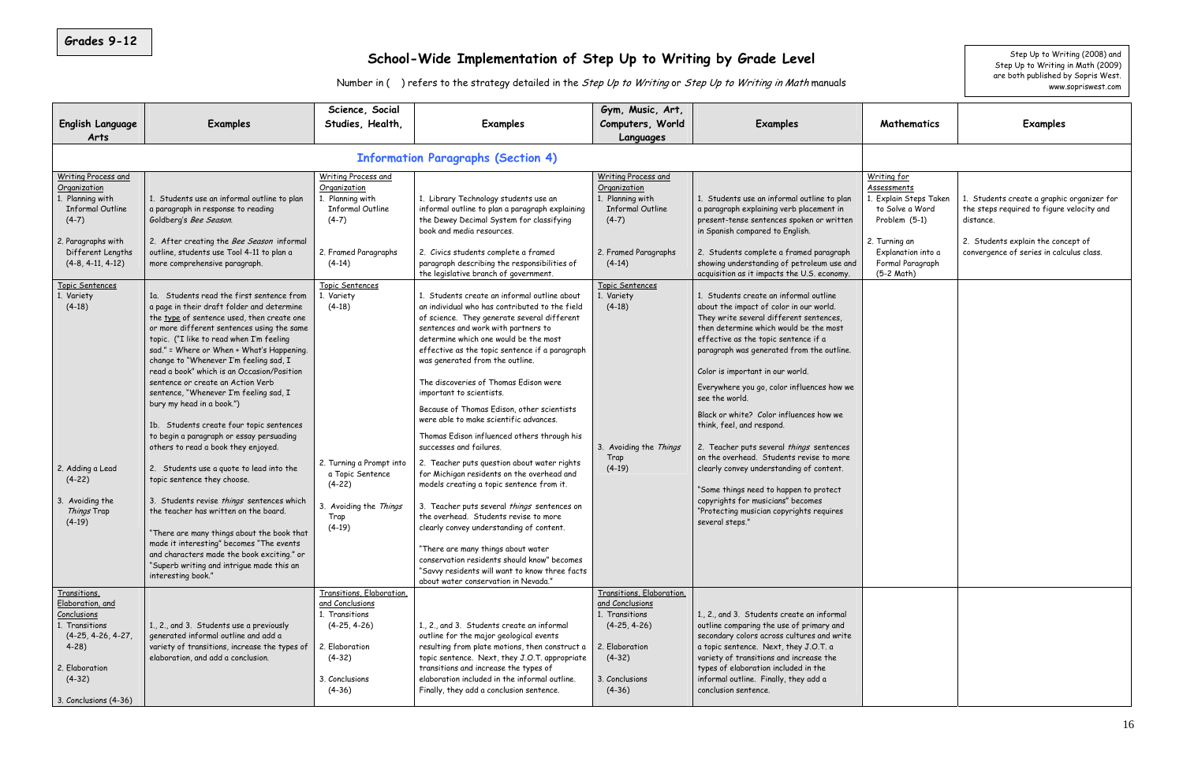Grades 9-12

# School-Wide Implementation of Step Up to Writing by Grade Level

Number in ( ) refers to the strategy detailed in the *Step Up to Writing* or *Step Up to Writing in Math* manuals

Step Up to Writing (2008) and Step Up to Writing in Math (2009) are both published by Sopris West. www.sopriswest.com

| English Language Arts | Examples | Science, Social Studies, Health, | Examples | Gym, Music, Art, Computers, World Languages | Examples | Mathematics | Examples |
|---|---|---|---|---|---|---|---|
| **Information Paragraphs (Section 4)** | | | | | | | |
| Writing Process and Organization<br>1. Planning with Informal Outline (4-7)<br>2. Paragraphs with Different Lengths (4-8, 4-11, 4-12) | 1. Students use an informal outline to plan a paragraph in response to reading Goldberg's *Bee Season*.<br>2. After creating the *Bee Season* informal outline, students use Tool 4-11 to plan a more comprehensive paragraph. | Writing Process and Organization<br>1. Planning with Informal Outline (4-7)<br>2. Framed Paragraphs (4-14) | 1. Library Technology students use an informal outline to plan a paragraph explaining the Dewey Decimal System for classifying book and media resources.<br>2. Civics students complete a framed paragraph describing the responsibilities of the legislative branch of government. | Writing Process and Organization<br>1. Planning with Informal Outline (4-7)<br>2. Framed Paragraphs (4-14) | 1. Students use an informal outline to plan a paragraph explaining verb placement in present-tense sentences spoken or written in Spanish compared to English.<br>2. Students complete a framed paragraph showing understanding of petroleum use and acquisition as it impacts the U.S. economy. | Writing for Assessments<br>1. Explain Steps Taken to Solve a Word Problem (5-1)<br>2. Turning an Explanation into a Formal Paragraph (5-2 Math) | 1. Students create a graphic organizer for the steps required to figure velocity and distance.<br>2. Students explain the concept of convergence of series in calculus class. |
| Topic Sentences<br>1. Variety (4-18)<br>2. Adding a Lead (4-22)<br>3. Avoiding the *Things* Trap (4-19) | 1a. Students read the first sentence from a page in their draft folder and determine the type of sentence used, then create one or more different sentences using the same topic. ("I like to read when I'm feeling sad." = Where or When + What's Happening. change to "Whenever I'm feeling sad, I read a book" which is an Occasion/Position sentence or create an Action Verb sentence, "Whenever I'm feeling sad, I bury my head in a book.")<br>1b. Students create four topic sentences to begin a paragraph or essay persuading others to read a book they enjoyed.<br>2. Students use a quote to lead into the topic sentence they choose.<br>3. Students revise *things* sentences which the teacher has written on the board.<br>"There are many things about the book that made it interesting" becomes "The events and characters made the book exciting." or "Superb writing and intrigue made this an interesting book." | Topic Sentences<br>1. Variety (4-18)<br>2. Turning a Prompt into a Topic Sentence (4-22)<br>3. Avoiding the *Things* Trap (4-19) | 1. Students create an informal outline about an individual who has contributed to the field of science. They generate several different sentences and work with partners to determine which one would be the most effective as the topic sentence if a paragraph was generated from the outline.<br>The discoveries of Thomas Edison were important to scientists.<br>Because of Thomas Edison, other scientists were able to make scientific advances.<br>Thomas Edison influenced others through his successes and failures.<br>2. Teacher puts question about water rights for Michigan residents on the overhead and models creating a topic sentence from it.<br>3. Teacher puts several *things* sentences on the overhead. Students revise to more clearly convey understanding of content.<br>"There are many things about water conservation residents should know" becomes "Savvy residents will want to know three facts about water conservation in Nevada." | Topic Sentences<br>1. Variety (4-18)<br>3. Avoiding the *Things* Trap (4-19) | 1. Students create an informal outline about the impact of color in our world. They write several different sentences, then determine which would be the most effective as the topic sentence if a paragraph was generated from the outline.<br>Color is important in our world.<br>Everywhere you go, color influences how we see the world.<br>Black or white? Color influences how we think, feel, and respond.<br>2. Teacher puts several *things* sentences on the overhead. Students revise to more clearly convey understanding of content.<br>"Some things need to happen to protect copyrights for musicians" becomes "Protecting musician copyrights requires several steps." | | |
| Transitions, Elaboration, and Conclusions<br>1. Transitions (4-25, 4-26, 4-27, 4-28)<br>2. Elaboration (4-32)<br>3. Conclusions (4-36) | 1., 2., and 3. Students use a previously generated informal outline and add a variety of transitions, increase the types of elaboration, and add a conclusion. | Transitions, Elaboration, and Conclusions<br>1. Transitions (4-25, 4-26)<br>2. Elaboration (4-32)<br>3. Conclusions (4-36) | 1., 2., and 3. Students create an informal outline for the major geological events resulting from plate motions, then construct a topic sentence. Next, they J.O.T. appropriate transitions and increase the types of elaboration included in the informal outline. Finally, they add a conclusion sentence. | Transitions, Elaboration, and Conclusions<br>1. Transitions (4-25, 4-26)<br>2. Elaboration (4-32)<br>3. Conclusions (4-36) | 1., 2., and 3. Students create an informal outline comparing the use of primary and secondary colors across cultures and write a topic sentence. Next, they J.O.T. a variety of transitions and increase the types of elaboration included in the informal outline. Finally, they add a conclusion sentence. | | |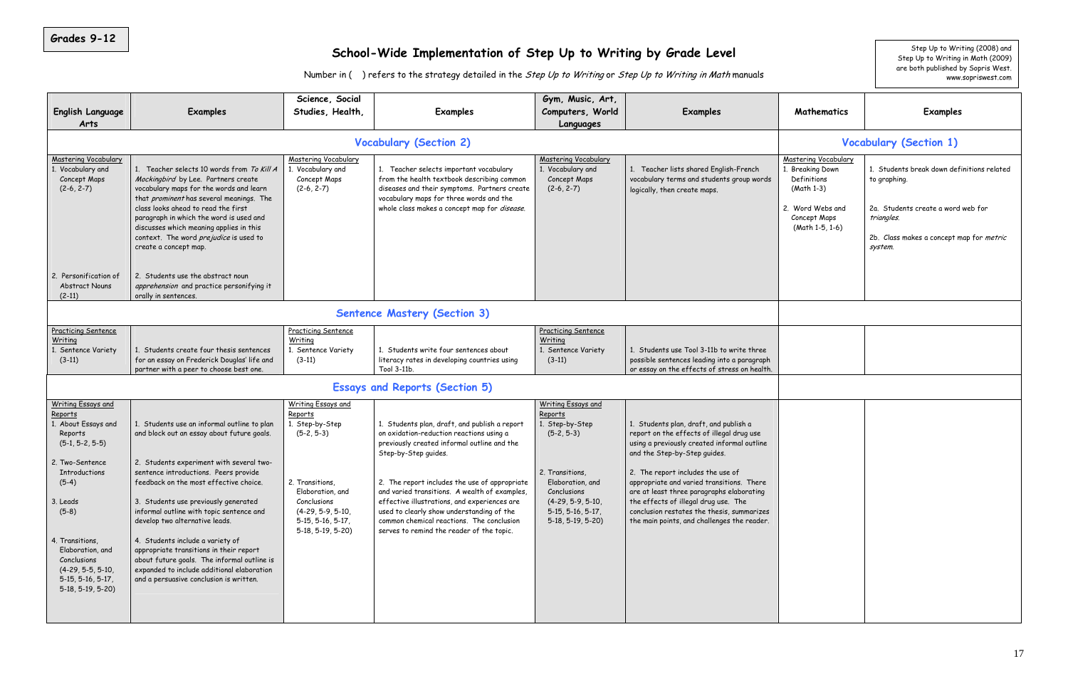Grades 9-12

# School-Wide Implementation of Step Up to Writing by Grade Level

Number in ( ) refers to the strategy detailed in the *Step Up to Writing* or *Step Up to Writing in Math* manuals

Step Up to Writing (2008) and Step Up to Writing in Math (2009) are both published by Sopris West. www.sopriswest.com

| English Language Arts | Examples | Science, Social Studies, Health, | Examples | Gym, Music, Art, Computers, World Languages | Examples | Mathematics | Examples |
|---|---|---|---|---|---|---|---|
| **Vocabulary (Section 2)** | | | | | | **Vocabulary (Section 1)** | |
| Mastering Vocabulary<br>1. Vocabulary and Concept Maps (2-6, 2-7) | 1. Teacher selects 10 words from *To Kill A Mockingbird* by Lee. Partners create vocabulary maps for the words and learn that *prominent* has several meanings. The class looks ahead to read the first paragraph in which the word is used and discusses which meaning applies in this context. The word *prejudice* is used to create a concept map. | Mastering Vocabulary<br>1. Vocabulary and Concept Maps (2-6, 2-7) | 1. Teacher selects important vocabulary from the health textbook describing common diseases and their symptoms. Partners create vocabulary maps for three words and the whole class makes a concept map for *disease.* | Mastering Vocabulary<br>1. Vocabulary and Concept Maps (2-6, 2-7) | 1. Teacher lists shared English-French vocabulary terms and students group words logically, then create maps. | Mastering Vocabulary<br>1. Breaking Down Definitions (Math 1-3)<br><br>2. Word Webs and Concept Maps (Math 1-5, 1-6) | 1. Students break down definitions related to graphing.<br><br>2a. Students create a word web for *triangles.*<br><br>2b. Class makes a concept map for *metric system.* |
| 2. Personification of Abstract Nouns (2-11) | 2. Students use the abstract noun *apprehension* and practice personifying it orally in sentences. | | | | | | |
| **Sentence Mastery (Section 3)** | | | | | | | |
| Practicing Sentence Writing<br>1. Sentence Variety (3-11) | 1. Students create four thesis sentences for an essay on Frederick Douglas' life and partner with a peer to choose best one. | Practicing Sentence Writing<br>1. Sentence Variety (3-11) | 1. Students write four sentences about literacy rates in developing countries using Tool 3-11b. | Practicing Sentence Writing<br>1. Sentence Variety (3-11) | 1. Students use Tool 3-11b to write three possible sentences leading into a paragraph or essay on the effects of stress on health. | | |
| **Essays and Reports (Section 5)** | | | | | | | |
| Writing Essays and Reports<br>1. About Essays and Reports (5-1, 5-2, 5-5) | 1. Students use an informal outline to plan and block out an essay about future goals. | Writing Essays and Reports<br>1. Step-by-Step (5-2, 5-3) | 1. Students plan, draft, and publish a report on oxidation-reduction reactions using a previously created informal outline and the Step-by-Step guides. | Writing Essays and Reports<br>1. Step-by-Step (5-2, 5-3) | 1. Students plan, draft, and publish a report on the effects of illegal drug use using a previously created informal outline and the Step-by-Step guides. | | |
| 2. Two-Sentence Introductions (5-4) | 2. Students experiment with several two-sentence introductions. Peers provide feedback on the most effective choice. | 2. Transitions, Elaboration, and Conclusions (4-29, 5-9, 5-10, 5-15, 5-16, 5-17, 5-18, 5-19, 5-20) | 2. The report includes the use of appropriate and varied transitions. A wealth of examples, effective illustrations, and experiences are used to clearly show understanding of the common chemical reactions. The conclusion serves to remind the reader of the topic. | 2. Transitions, Elaboration, and Conclusions (4-29, 5-9, 5-10, 5-15, 5-16, 5-17, 5-18, 5-19, 5-20) | 2. The report includes the use of appropriate and varied transitions. There are at least three paragraphs elaborating the effects of illegal drug use. The conclusion restates the thesis, summarizes the main points, and challenges the reader. | | |
| 3. Leads (5-8) | 3. Students use previously generated informal outline with topic sentence and develop two alternative leads. | | | | | | |
| 4. Transitions, Elaboration, and Conclusions (4-29, 5-5, 5-10, 5-15, 5-16, 5-17, 5-18, 5-19, 5-20) | 4. Students include a variety of appropriate transitions in their report about future goals. The informal outline is expanded to include additional elaboration and a persuasive conclusion is written. | | | | | | |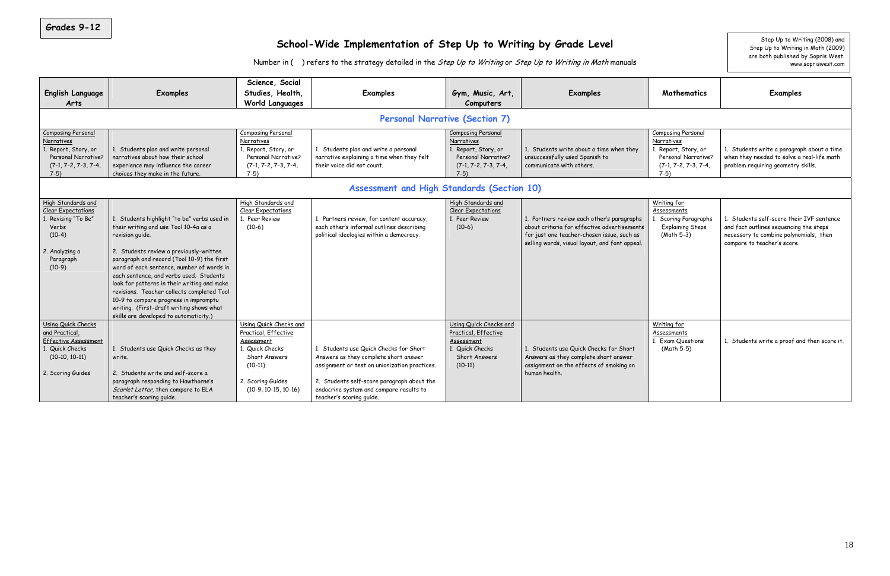Grades 9-12

# School-Wide Implementation of Step Up to Writing by Grade Level

Number in ( ) refers to the strategy detailed in the *Step Up to Writing* or *Step Up to Writing in Math* manuals

Step Up to Writing (2008) and Step Up to Writing in Math (2009) are both published by Sopris West. www.sopriswest.com

| English Language Arts | Examples | Science, Social Studies, Health, World Languages | Examples | Gym, Music, Art, Computers | Examples | Mathematics | Examples |
|---|---|---|---|---|---|---|---|
| **Personal Narrative (Section 7)** | | | | | | | |
| Composing Personal Narratives<br>1. Report, Story, or Personal Narrative? (7-1, 7-2, 7-3, 7-4, 7-5) | 1. Students plan and write personal narratives about how their school experience may influence the career choices they make in the future. | Composing Personal Narratives<br>1. Report, Story, or Personal Narrative? (7-1, 7-2, 7-3, 7-4, 7-5) | 1. Students plan and write a personal narrative explaining a time when they felt their voice did not count. | Composing Personal Narratives<br>1. Report, Story, or Personal Narrative? (7-1, 7-2, 7-3, 7-4, 7-5) | 1. Students write about a time when they unsuccessfully used Spanish to communicate with others. | Composing Personal Narratives<br>1. Report, Story, or Personal Narrative? (7-1, 7-2, 7-3, 7-4, 7-5) | 1. Students write a paragraph about a time when they needed to solve a real-life math problem requiring geometry skills. |
| **Assessment and High Standards (Section 10)** | | | | | | | |
| High Standards and Clear Expectations<br>1. Revising "To Be" Verbs (10-4)<br>2. Analyzing a Paragraph (10-9) | 1. Students highlight "to be" verbs used in their writing and use Tool 10-4a as a revision guide.<br>2. Students review a previously-written paragraph and record (Tool 10-9) the first word of each sentence, number of words in each sentence, and verbs used. Students look for patterns in their writing and make revisions. Teacher collects completed Tool 10-9 to compare progress in impromptu writing. (First-draft writing shows what skills are developed to automaticity.) | High Standards and Clear Expectations<br>1. Peer Review (10-6) | 1. Partners review, for content accuracy, each other's informal outlines describing political ideologies within a democracy. | High Standards and Clear Expectations<br>1. Peer Review (10-6) | 1. Partners review each other's paragraphs about criteria for effective advertisements for just one teacher-chosen issue, such as selling words, visual layout, and font appeal. | Writing for Assessments<br>1. Scoring Paragraphs Explaining Steps (Math 5-3) | 1. Students self-score their IVF sentence and fact outlines sequencing the steps necessary to combine polynomials, then compare to teacher's score. |
| Using Quick Checks and Practical, Effective Assessment<br>1. Quick Checks (10-10, 10-11)<br>2. Scoring Guides | 1. Students use Quick Checks as they write.<br>2. Students write and self-score a paragraph responding to Hawthorne's *Scarlet Letter*, then compare to ELA teacher's scoring guide. | Using Quick Checks and Practical, Effective Assessment<br>1. Quick Checks Short Answers (10-11)<br>2. Scoring Guides (10-9, 10-15, 10-16) | 1. Students use Quick Checks for Short Answers as they complete short answer assignment or test on unionization practices.<br>2. Students self-score paragraph about the endocrine system and compare results to teacher's scoring guide. | Using Quick Checks and Practical, Effective Assessment<br>1. Quick Checks Short Answers (10-11) | 1. Students use Quick Checks for Short Answers as they complete short answer assignment on the effects of smoking on human health. | Writing for Assessments<br>1. Exam Questions (Math 5-5) | 1. Students write a proof and then score it. |